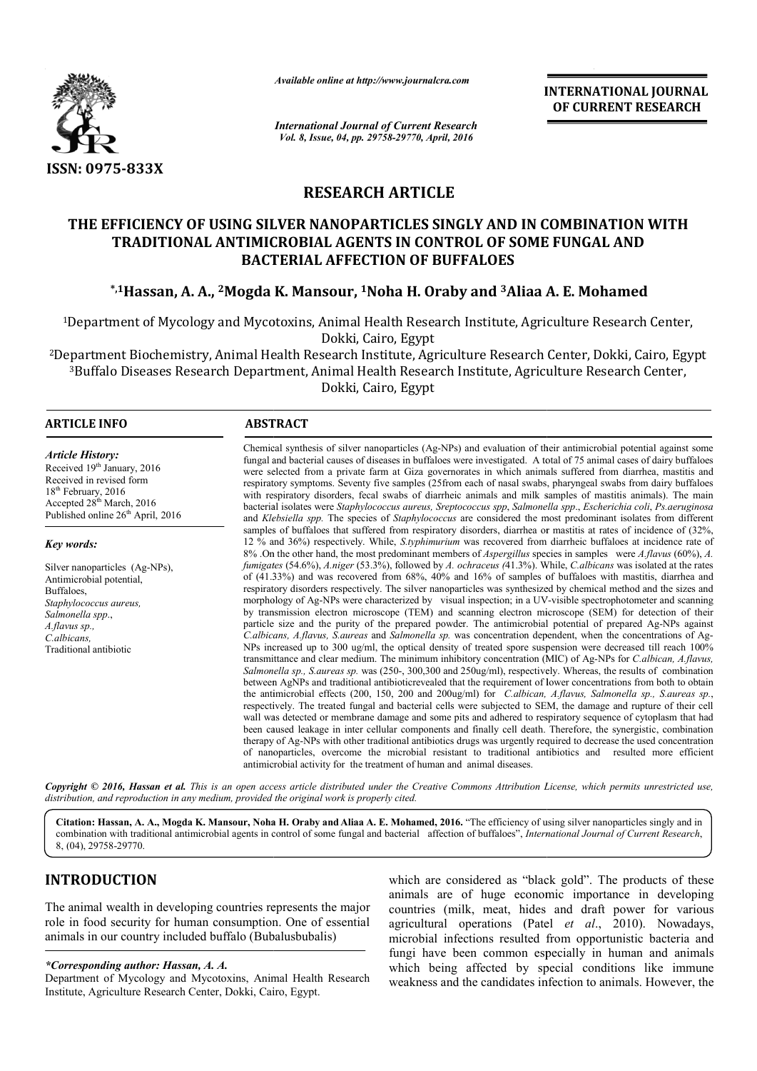# RESEARCH ARTICLE

## THE EFFICIENCY OF USING SILVER NANOPARTICLES SINGLY AND IN COMBINATION WITH TRADITIONAL ANTIMICROBIAL AGENTS IN CONTROL OF SOME FUNGAL AND BACTERIAL AFFECTION OF BUFFALOES

**\*,1Hassan, A. A., 2Mogda K. Mansour, 1Noha H. Oraby and 3Aliaa A. E. Mohamed**

[1]Department of Mycology and Mycotoxins, Animal Health Research Institute, Agriculture Research Center, Dokki, Cairo, Egypt

[2]Department Biochemistry, Animal Health Research Institute, Agriculture Research Center, Dokki, Cairo, Egypt

[3]Buffalo Diseases Research Department, Animal Health Research Institute, Agriculture Research Center, Dokki, Cairo, Egypt

### ARTICLE INFO

*Article History:*

Received 19th January, 2016
Received in revised form
18th February, 2016
Accepted 28th March, 2016
Published online 26th April, 2016

*Key words:*

Silver nanoparticles (Ag-NPs),
Antimicrobial potential,
Buffaloes,
*Staphylococcus aureus,*
*Salmonella spp*.,
*A.flavus sp.,*
*C.albicans,*
Traditional antibiotic

### ABSTRACT

Chemical synthesis of silver nanoparticles (Ag-NPs) and evaluation of their antimicrobial potential against some fungal and bacterial causes of diseases in buffaloes were investigated. A total of 75 animal cases of dairy buffaloes were selected from a private farm at Giza governorates in which animals suffered from diarrhea, mastitis and respiratory symptoms. Seventy five samples (25from each of nasal swabs, pharyngeal swabs from dairy buffaloes with respiratory disorders, fecal swabs of diarrheic animals and milk samples of mastitis animals). The main bacterial isolates were *Staphylococcus aureus, Sreptococcus spp*, *Salmonella spp*., *Escherichia coli*, *Ps.aeruginosa* and *Klebsiella spp.* The species of *Staphylococcus* are considered the most predominant isolates from different samples of buffaloes that suffered from respiratory disorders, diarrhea or mastitis at rates of incidence of (32%, 12 % and 36%) respectively. While, *S.typhimurium* was recovered from diarrheic buffaloes at incidence rate of 8% .On the other hand, the most predominant members of *Aspergillus* species in samples were *A.flavus* (60%), *A. fumigates* (54.6%), *A.niger* (53.3%), followed by *A. ochraceus (*41.3%). While, *C.albicans* was isolated at the rates of (41.33%) and was recovered from 68%, 40% and 16% of samples of buffaloes with mastitis, diarrhea and respiratory disorders respectively. The silver nanoparticles was synthesized by chemical method and the sizes and morphology of Ag-NPs were characterized by visual inspection; in a UV-visible spectrophotometer and scanning by transmission electron microscope (TEM) and scanning electron microscope (SEM) for detection of their particle size and the purity of the prepared powder. The antimicrobial potential of prepared Ag-NPs against *C.albicans, A.flavus, S.aureas* and *Salmonella sp.* was concentration dependent, when the concentrations of Ag-NPs increased up to 300 ug/ml, the optical density of treated spore suspension were decreased till reach 100% transmittance and clear medium. The minimum inhibitory concentration (MIC) of Ag-NPs for *C.albican, A.flavus, Salmonella sp., S.aureas sp.* was (250-, 300,300 and 250ug/ml), respectively. Whereas, the results of combination between AgNPs and traditional antibioticrevealed that the requirement of lower concentrations from both to obtain the antimicrobial effects (200, 150, 200 and 200ug/ml) for *C.albican, A.flavus, Salmonella sp., S.aureas sp.*, respectively. The treated fungal and bacterial cells were subjected to SEM, the damage and rupture of their cell wall was detected or membrane damage and some pits and adhered to respiratory sequence of cytoplasm that had been caused leakage in inter cellular components and finally cell death. Therefore, the synergistic, combination therapy of Ag-NPs with other traditional antibiotics drugs was urgently required to decrease the used concentration of nanoparticles, overcome the microbial resistant to traditional antibiotics and resulted more efficient antimicrobial activity for the treatment of human and animal diseases.

*Copyright © 2016, Hassan et al. This is an open access article distributed under the Creative Commons Attribution License, which permits unrestricted use, distribution, and reproduction in any medium, provided the original work is properly cited.*

**Citation: Hassan, A. A., Mogda K. Mansour, Noha H. Oraby and Aliaa A. E. Mohamed, 2016.** "The efficiency of using silver nanoparticles singly and in combination with traditional antimicrobial agents in control of some fungal and bacterial affection of buffaloes", *International Journal of Current Research*, 8, (04), 29758-29770.

## INTRODUCTION

The animal wealth in developing countries represents the major role in food security for human consumption. One of essential animals in our country included buffalo (Bubalusbubalis) which are considered as "black gold". The products of these animals are of huge economic importance in developing countries (milk, meat, hides and draft power for various agricultural operations (Patel *et al*., 2010). Nowadays, microbial infections resulted from opportunistic bacteria and fungi have been common especially in human and animals which being affected by special conditions like immune weakness and the candidates infection to animals. However, the

*\*Corresponding author: Hassan, A. A.,*
Department of Mycology and Mycotoxins, Animal Health Research Institute, Agriculture Research Center, Dokki, Cairo, Egypt.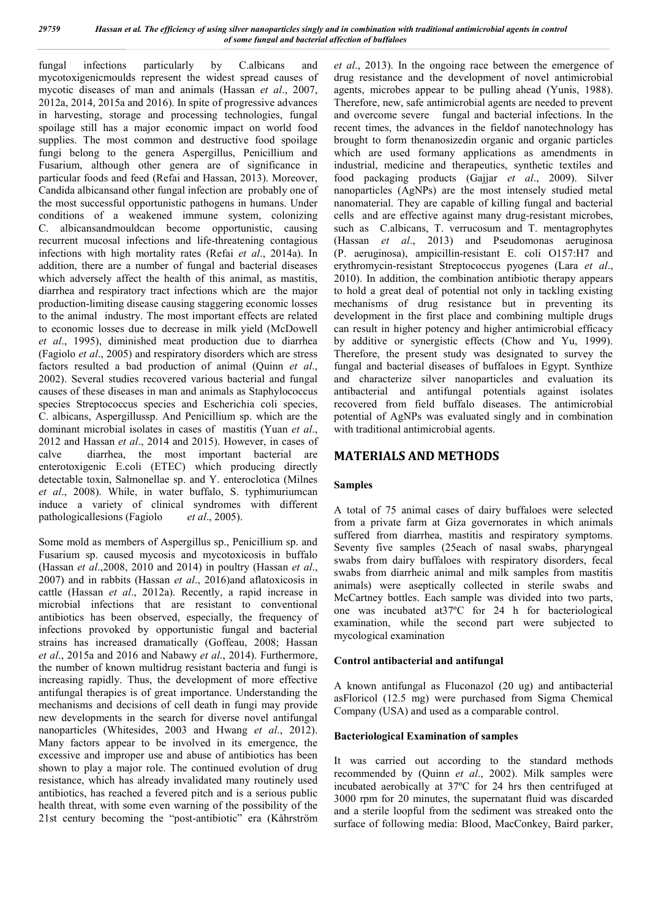fungal infections particularly by C.albicans and mycotoxigenicmoulds represent the widest spread causes of mycotic diseases of man and animals (Hassan *et al*., 2007, 2012a, 2014, 2015a and 2016). In spite of progressive advances in harvesting, storage and processing technologies, fungal spoilage still has a major economic impact on world food supplies. The most common and destructive food spoilage fungi belong to the genera Aspergillus, Penicillium and Fusarium, although other genera are of significance in particular foods and feed (Refai and Hassan, 2013). Moreover, Candida albicansand other fungal infection are probably one of the most successful opportunistic pathogens in humans. Under conditions of a weakened immune system, colonizing C. albicansandmouldcan become opportunistic, causing recurrent mucosal infections and life-threatening contagious infections with high mortality rates (Refai *et al*., 2014a). In addition, there are a number of fungal and bacterial diseases which adversely affect the health of this animal, as mastitis, diarrhea and respiratory tract infections which are the major production-limiting disease causing staggering economic losses to the animal industry. The most important effects are related to economic losses due to decrease in milk yield (McDowell *et al*., 1995), diminished meat production due to diarrhea (Fagiolo *et al*., 2005) and respiratory disorders which are stress factors resulted a bad production of animal (Quinn *et al*., 2002). Several studies recovered various bacterial and fungal causes of these diseases in man and animals as Staphylococcus species Streptococcus species and Escherichia coli species, C. albicans, Aspergillussp. And Penicillium sp. which are the dominant microbial isolates in cases of mastitis (Yuan *et al*., 2012 and Hassan *et al*., 2014 and 2015). However, in cases of calve diarrhea, the most important bacterial are enterotoxigenic E.coli (ETEC) which producing directly detectable toxin, Salmonellae sp. and Y. enteroclotica (Milnes *et al*., 2008). While, in water buffalo, S. typhimuriumcan induce a variety of clinical syndromes with different pathologicallesions (Fagiolo *et al*., 2005).

Some mold as members of Aspergillus sp., Penicillium sp. and Fusarium sp. caused mycosis and mycotoxicosis in buffalo (Hassan *et al*.,2008, 2010 and 2014) in poultry (Hassan *et al*., 2007) and in rabbits (Hassan *et al*., 2016)and aflatoxicosis in cattle (Hassan *et al*., 2012a). Recently, a rapid increase in microbial infections that are resistant to conventional antibiotics has been observed, especially, the frequency of infections provoked by opportunistic fungal and bacterial strains has increased dramatically (Goffeau, 2008; Hassan *et al*., 2015a and 2016 and Nabawy *et al*., 2014). Furthermore, the number of known multidrug resistant bacteria and fungi is increasing rapidly. Thus, the development of more effective antifungal therapies is of great importance. Understanding the mechanisms and decisions of cell death in fungi may provide new developments in the search for diverse novel antifungal nanoparticles (Whitesides, 2003 and Hwang *et al*., 2012). Many factors appear to be involved in its emergence, the excessive and improper use and abuse of antibiotics has been shown to play a major role. The continued evolution of drug resistance, which has already invalidated many routinely used antibiotics, has reached a fevered pitch and is a serious public health threat, with some even warning of the possibility of the 21st century becoming the "post-antibiotic" era (Kåhrström *et al*., 2013). In the ongoing race between the emergence of drug resistance and the development of novel antimicrobial agents, microbes appear to be pulling ahead (Yunis, 1988). Therefore, new, safe antimicrobial agents are needed to prevent and overcome severe fungal and bacterial infections. In the recent times, the advances in the fieldof nanotechnology has brought to form thenanosizedin organic and organic particles which are used formany applications as amendments in industrial, medicine and therapeutics, synthetic textiles and food packaging products (Gajjar *et al*., 2009). Silver nanoparticles (AgNPs) are the most intensely studied metal nanomaterial. They are capable of killing fungal and bacterial cells and are effective against many drug-resistant microbes, such as C.albicans, T. verrucosum and T. mentagrophytes (Hassan *et al*., 2013) and Pseudomonas aeruginosa (P. aeruginosa), ampicillin-resistant E. coli O157:H7 and erythromycin-resistant Streptococcus pyogenes (Lara *et al*., 2010). In addition, the combination antibiotic therapy appears to hold a great deal of potential not only in tackling existing mechanisms of drug resistance but in preventing its development in the first place and combining multiple drugs can result in higher potency and higher antimicrobial efficacy by additive or synergistic effects (Chow and Yu, 1999). Therefore, the present study was designated to survey the fungal and bacterial diseases of buffaloes in Egypt. Synthize and characterize silver nanoparticles and evaluation its antibacterial and antifungal potentials against isolates recovered from field buffalo diseases. The antimicrobial potential of AgNPs was evaluated singly and in combination with traditional antimicrobial agents.

## MATERIALS AND METHODS

### Samples

A total of 75 animal cases of dairy buffaloes were selected from a private farm at Giza governorates in which animals suffered from diarrhea, mastitis and respiratory symptoms. Seventy five samples (25each of nasal swabs, pharyngeal swabs from dairy buffaloes with respiratory disorders, fecal swabs from diarrheic animal and milk samples from mastitis animals) were aseptically collected in sterile swabs and McCartney bottles. Each sample was divided into two parts, one was incubated at37ºC for 24 h for bacteriological examination, while the second part were subjected to mycological examination

### Control antibacterial and antifungal

A known antifungal as Fluconazol (20 ug) and antibacterial asFloricol (12.5 mg) were purchased from Sigma Chemical Company (USA) and used as a comparable control.

### Bacteriological Examination of samples

It was carried out according to the standard methods recommended by (Quinn *et al*., 2002). Milk samples were incubated aerobically at 37ºC for 24 hrs then centrifuged at 3000 rpm for 20 minutes, the supernatant fluid was discarded and a sterile loopful from the sediment was streaked onto the surface of following media: Blood, MacConkey, Baird parker,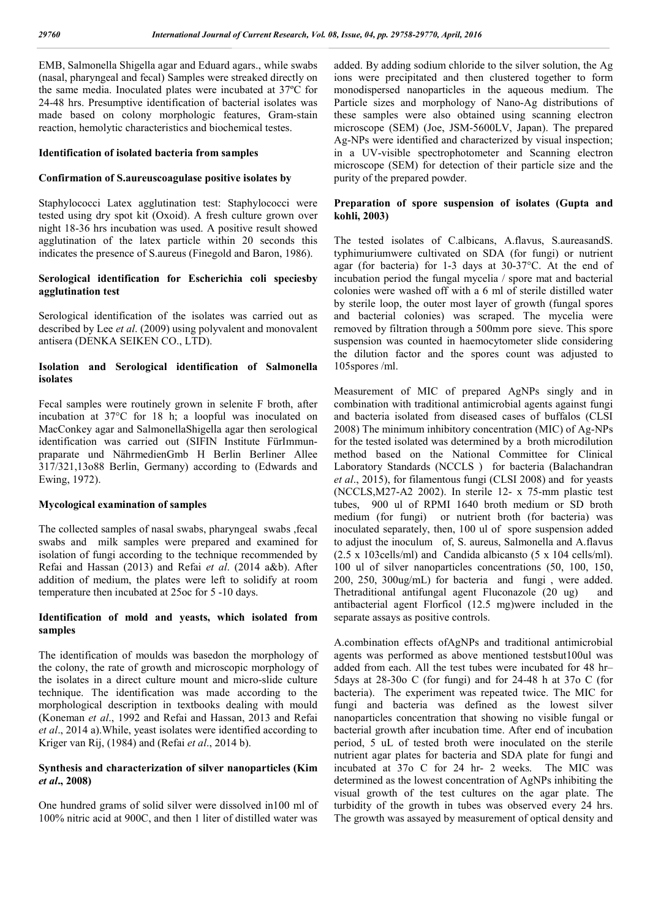EMB, Salmonella Shigella agar and Eduard agars., while swabs (nasal, pharyngeal and fecal) Samples were streaked directly on the same media. Inoculated plates were incubated at 37ºC for 24-48 hrs. Presumptive identification of bacterial isolates was made based on colony morphologic features, Gram-stain reaction, hemolytic characteristics and biochemical testes.

### Identification of isolated bacteria from samples

### Confirmation of S.aureuscoagulase positive isolates by

Staphylococci Latex agglutination test: Staphylococci were tested using dry spot kit (Oxoid). A fresh culture grown over night 18-36 hrs incubation was used. A positive result showed agglutination of the latex particle within 20 seconds this indicates the presence of S.aureus (Finegold and Baron, 1986).

### Serological identification for Escherichia coli speciesby agglutination test

Serological identification of the isolates was carried out as described by Lee *et al*. (2009) using polyvalent and monovalent antisera (DENKA SEIKEN CO., LTD).

### Isolation and Serological identification of Salmonella isolates

Fecal samples were routinely grown in selenite F broth, after incubation at 37°C for 18 h; a loopful was inoculated on MacConkey agar and SalmonellaShigella agar then serological identification was carried out (SIFIN Institute FürImmun-praparate und NährmedienGmb H Berlin Berliner Allee 317/321,13o88 Berlin, Germany) according to (Edwards and Ewing, 1972).

### Mycological examination of samples

The collected samples of nasal swabs, pharyngeal swabs ,fecal swabs and milk samples were prepared and examined for isolation of fungi according to the technique recommended by Refai and Hassan (2013) and Refai *et al*. (2014 a&b). After addition of medium, the plates were left to solidify at room temperature then incubated at 25oc for 5 -10 days.

### Identification of mold and yeasts, which isolated from samples

The identification of moulds was basedon the morphology of the colony, the rate of growth and microscopic morphology of the isolates in a direct culture mount and micro-slide culture technique. The identification was made according to the morphological description in textbooks dealing with mould (Koneman *et al*., 1992 and Refai and Hassan, 2013 and Refai *et al*., 2014 a).While, yeast isolates were identified according to Kriger van Rij, (1984) and (Refai *et al*., 2014 b).

### Synthesis and characterization of silver nanoparticles (Kim *et al*., 2008)

One hundred grams of solid silver were dissolved in100 ml of 100% nitric acid at 900C, and then 1 liter of distilled water was added. By adding sodium chloride to the silver solution, the Ag ions were precipitated and then clustered together to form monodispersed nanoparticles in the aqueous medium. The Particle sizes and morphology of Nano-Ag distributions of these samples were also obtained using scanning electron microscope (SEM) (Joe, JSM-5600LV, Japan). The prepared Ag-NPs were identified and characterized by visual inspection; in a UV-visible spectrophotometer and Scanning electron microscope (SEM) for detection of their particle size and the purity of the prepared powder.

### Preparation of spore suspension of isolates (Gupta and kohli, 2003)

The tested isolates of C.albicans, A.flavus, S.aureasandS. typhimuriumwere cultivated on SDA (for fungi) or nutrient agar (for bacteria) for 1-3 days at 30-37°C. At the end of incubation period the fungal mycelia / spore mat and bacterial colonies were washed off with a 6 ml of sterile distilled water by sterile loop, the outer most layer of growth (fungal spores and bacterial colonies) was scraped. The mycelia were removed by filtration through a 500mm pore sieve. This spore suspension was counted in haemocytometer slide considering the dilution factor and the spores count was adjusted to 105spores /ml.

Measurement of MIC of prepared AgNPs singly and in combination with traditional antimicrobial agents against fungi and bacteria isolated from diseased cases of buffalos (CLSI 2008) The minimum inhibitory concentration (MIC) of Ag-NPs for the tested isolated was determined by a broth microdilution method based on the National Committee for Clinical Laboratory Standards (NCCLS ) for bacteria (Balachandran *et al*., 2015), for filamentous fungi (CLSI 2008) and for yeasts (NCCLS,M27-A2 2002). In sterile 12- x 75-mm plastic test tubes, 900 ul of RPMI 1640 broth medium or SD broth medium (for fungi) or nutrient broth (for bacteria) was inoculated separately, then, 100 ul of spore suspension added to adjust the inoculum of, S. aureus, Salmonella and A.flavus (2.5 x 103cells/ml) and Candida albicansto (5 x 104 cells/ml). 100 ul of silver nanoparticles concentrations (50, 100, 150, 200, 250, 300ug/mL) for bacteria and fungi , were added. Thetraditional antifungal agent Fluconazole (20 ug) and antibacterial agent Florficol (12.5 mg)were included in the separate assays as positive controls.

A.combination effects ofAgNPs and traditional antimicrobial agents was performed as above mentioned testsbut100ul was added from each. All the test tubes were incubated for 48 hr–5days at 28-30o C (for fungi) and for 24-48 h at 37o C (for bacteria). The experiment was repeated twice. The MIC for fungi and bacteria was defined as the lowest silver nanoparticles concentration that showing no visible fungal or bacterial growth after incubation time. After end of incubation period, 5 uL of tested broth were inoculated on the sterile nutrient agar plates for bacteria and SDA plate for fungi and incubated at 37o C for 24 hr- 2 weeks. The MIC was determined as the lowest concentration of AgNPs inhibiting the visual growth of the test cultures on the agar plate. The turbidity of the growth in tubes was observed every 24 hrs. The growth was assayed by measurement of optical density and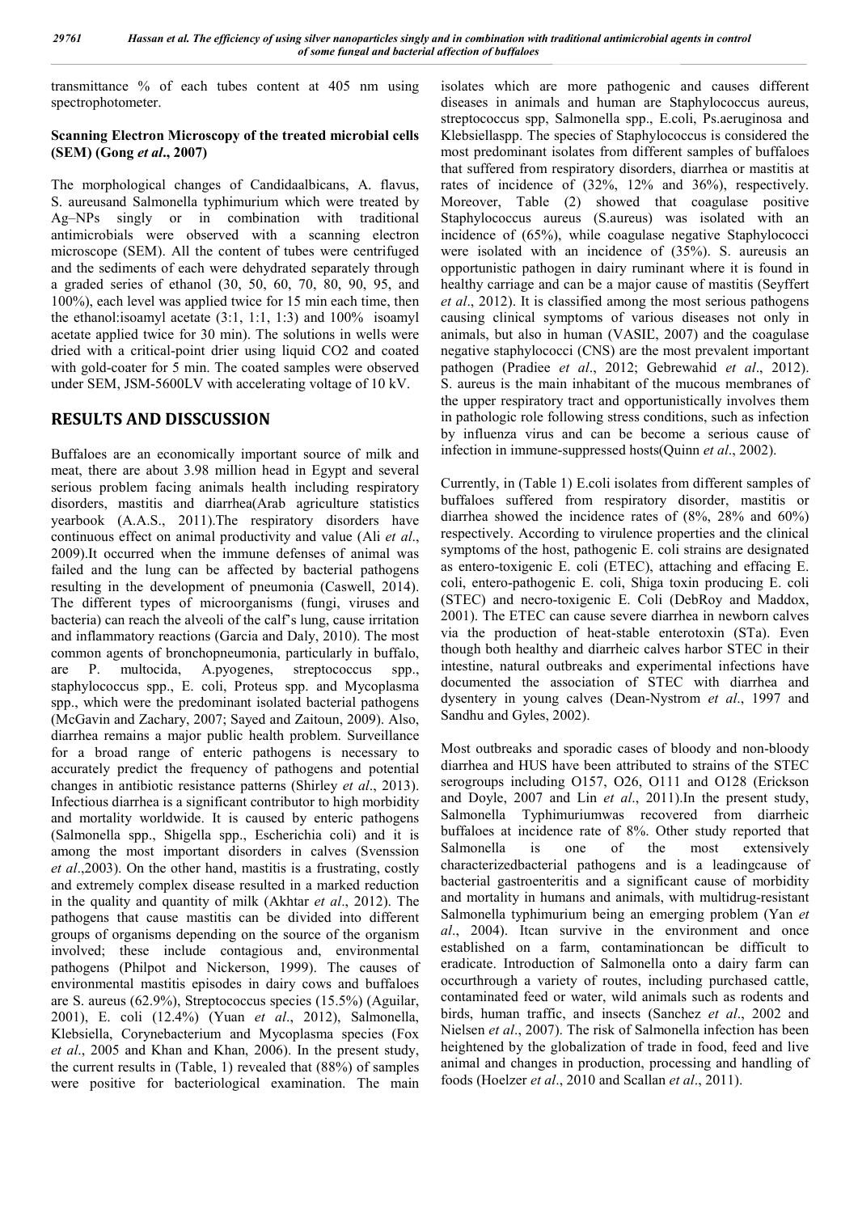transmittance % of each tubes content at 405 nm using spectrophotometer.

### Scanning Electron Microscopy of the treated microbial cells (SEM) (Gong *et al*., 2007)

The morphological changes of Candidaalbicans, A. flavus, S. aureusand Salmonella typhimurium which were treated by Ag–NPs singly or in combination with traditional antimicrobials were observed with a scanning electron microscope (SEM). All the content of tubes were centrifuged and the sediments of each were dehydrated separately through a graded series of ethanol (30, 50, 60, 70, 80, 90, 95, and 100%), each level was applied twice for 15 min each time, then the ethanol:isoamyl acetate (3:1, 1:1, 1:3) and 100% isoamyl acetate applied twice for 30 min). The solutions in wells were dried with a critical-point drier using liquid $CO_2$ and coated with gold-coater for 5 min. The coated samples were observed under SEM, JSM-5600LV with accelerating voltage of 10 kV.

## RESULTS AND DISSCUSSION

Buffaloes are an economically important source of milk and meat, there are about 3.98 million head in Egypt and several serious problem facing animals health including respiratory disorders, mastitis and diarrhea(Arab agriculture statistics yearbook (A.A.S., 2011).The respiratory disorders have continuous effect on animal productivity and value (Ali *et al*., 2009).It occurred when the immune defenses of animal was failed and the lung can be affected by bacterial pathogens resulting in the development of pneumonia (Caswell, 2014). The different types of microorganisms (fungi, viruses and bacteria) can reach the alveoli of the calf's lung, cause irritation and inflammatory reactions (Garcia and Daly, 2010). The most common agents of bronchopneumonia, particularly in buffalo, are P. multocida, A.pyogenes, streptococcus spp., staphylococcus spp., E. coli, Proteus spp. and Mycoplasma spp., which were the predominant isolated bacterial pathogens (McGavin and Zachary, 2007; Sayed and Zaitoun, 2009). Also, diarrhea remains a major public health problem. Surveillance for a broad range of enteric pathogens is necessary to accurately predict the frequency of pathogens and potential changes in antibiotic resistance patterns (Shirley *et al*., 2013). Infectious diarrhea is a significant contributor to high morbidity and mortality worldwide. It is caused by enteric pathogens (Salmonella spp., Shigella spp., Escherichia coli) and it is among the most important disorders in calves (Svensson *et al*.,2003). On the other hand, mastitis is a frustrating, costly and extremely complex disease resulted in a marked reduction in the quality and quantity of milk (Akhtar *et al*., 2012). The pathogens that cause mastitis can be divided into different groups of organisms depending on the source of the organism involved; these include contagious and, environmental pathogens (Philpot and Nickerson, 1999). The causes of environmental mastitis episodes in dairy cows and buffaloes are S. aureus (62.9%), Streptococcus species (15.5%) (Aguilar, 2001), E. coli (12.4%) (Yuan *et al*., 2012), Salmonella, Klebsiella, Corynebacterium and Mycoplasma species (Fox *et al*., 2005 and Khan and Khan, 2006). In the present study, the current results in (Table, 1) revealed that (88%) of samples were positive for bacteriological examination. The main isolates which are more pathogenic and causes different diseases in animals and human are Staphylococcus aureus, streptococcus spp, Salmonella spp., E.coli, Ps.aeruginosa and Klebsiellaspp. The species of Staphylococcus is considered the most predominant isolates from different samples of buffaloes that suffered from respiratory disorders, diarrhea or mastitis at rates of incidence of (32%, 12% and 36%), respectively. Moreover, Table (2) showed that coagulase positive Staphylococcus aureus (S.aureus) was isolated with an incidence of (65%), while coagulase negative Staphylococci were isolated with an incidence of (35%). S. aureusis an opportunistic pathogen in dairy ruminant where it is found in healthy carriage and can be a major cause of mastitis (Seyffert *et al*., 2012). It is classified among the most serious pathogens causing clinical symptoms of various diseases not only in animals, but also in human (VASIĽ, 2007) and the coagulase negative staphylococci (CNS) are the most prevalent important pathogen (Pradiee *et al*., 2012; Gebrewahid *et al*., 2012). S. aureus is the main inhabitant of the mucous membranes of the upper respiratory tract and opportunistically involves them in pathologic role following stress conditions, such as infection by influenza virus and can be become a serious cause of infection in immune-suppressed hosts(Quinn *et al*., 2002).

Currently, in (Table 1) E.coli isolates from different samples of buffaloes suffered from respiratory disorder, mastitis or diarrhea showed the incidence rates of (8%, 28% and 60%) respectively. According to virulence properties and the clinical symptoms of the host, pathogenic E. coli strains are designated as entero-toxigenic E. coli (ETEC), attaching and effacing E. coli, entero-pathogenic E. coli, Shiga toxin producing E. coli (STEC) and necro-toxigenic E. Coli (DebRoy and Maddox, 2001). The ETEC can cause severe diarrhea in newborn calves via the production of heat-stable enterotoxin (STa). Even though both healthy and diarrheic calves harbor STEC in their intestine, natural outbreaks and experimental infections have documented the association of STEC with diarrhea and dysentery in young calves (Dean-Nystrom *et al*., 1997 and Sandhu and Gyles, 2002).

Most outbreaks and sporadic cases of bloody and non-bloody diarrhea and HUS have been attributed to strains of the STEC serogroups including O157, O26, O111 and O128 (Erickson and Doyle, 2007 and Lin *et al*., 2011).In the present study, Salmonella Typhimuriumwas recovered from diarrheic buffaloes at incidence rate of 8%. Other study reported that Salmonella is one of the most extensively characterizedbacterial pathogens and is a leadingcause of bacterial gastroenteritis and a significant cause of morbidity and mortality in humans and animals, with multidrug-resistant Salmonella typhimurium being an emerging problem (Yan *et al*., 2004). Itcan survive in the environment and once established on a farm, contaminationcan be difficult to eradicate. Introduction of Salmonella onto a dairy farm can occurthrough a variety of routes, including purchased cattle, contaminated feed or water, wild animals such as rodents and birds, human traffic, and insects (Sanchez *et al*., 2002 and Nielsen *et al*., 2007). The risk of Salmonella infection has been heightened by the globalization of trade in food, feed and live animal and changes in production, processing and handling of foods (Hoelzer *et al*., 2010 and Scallan *et al*., 2011).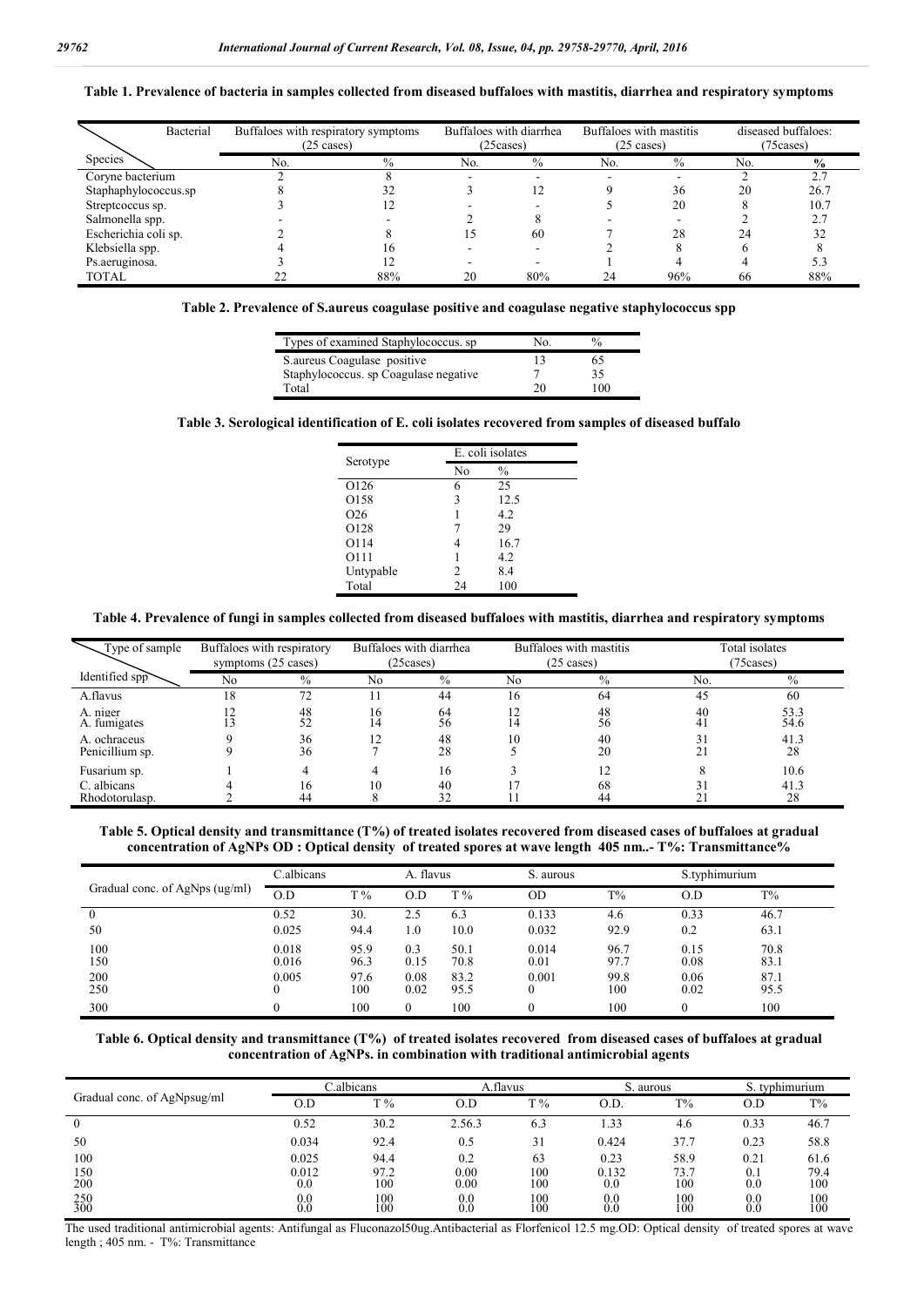**Table 1. Prevalence of bacteria in samples collected from diseased buffaloes with mastitis, diarrhea and respiratory symptoms**

| Bacterial / Species | Buffaloes with respiratory symptoms (25 cases) | | Buffaloes with diarrhea (25cases) | | Buffaloes with mastitis (25 cases) | | diseased buffaloes: (75cases) | |
|---|---|---|---|---|---|---|---|---|
| | No. | % | No. | % | No. | % | No. | % |
| Coryne bacterium | 2 | 8 | - | - | - | - | 2 | 2.7 |
| Staphaphylococcus.sp | 8 | 32 | 3 | 12 | 9 | 36 | 20 | 26.7 |
| Streptcoccus sp. | 3 | 12 | - | - | 5 | 20 | 8 | 10.7 |
| Salmonella spp. | - | - | 2 | 8 | - | - | 2 | 2.7 |
| Escherichia coli sp. | 2 | 8 | 15 | 60 | 7 | 28 | 24 | 32 |
| Klebsiella spp. | 4 | 16 | - | - | 2 | 8 | 6 | 8 |
| Ps.aeruginosa. | 3 | 12 | - | - | 1 | 4 | 4 | 5.3 |
| TOTAL | 22 | 88% | 20 | 80% | 24 | 96% | 66 | 88% |

**Table 2. Prevalence of S.aureus coagulase positive and coagulase negative staphylococcus spp**

| Types of examined Staphylococcus. sp | No. | % |
|---|---|---|
| S.aureus Coagulase positive | 13 | 65 |
| Staphylococcus. sp Coagulase negative | 7 | 35 |
| Total | 20 | 100 |

**Table 3. Serological identification of E. coli isolates recovered from samples of diseased buffalo**

| Serotype | E. coli isolates | |
|---|---|---|
| | No | % |
| O126 | 6 | 25 |
| O158 | 3 | 12.5 |
| O26 | 1 | 4.2 |
| O128 | 7 | 29 |
| O114 | 4 | 16.7 |
| O111 | 1 | 4.2 |
| Untypable | 2 | 8.4 |
| Total | 24 | 100 |

**Table 4. Prevalence of fungi in samples collected from diseased buffaloes with mastitis, diarrhea and respiratory symptoms**

| Type of sample / Identified spp | Buffaloes with respiratory symptoms (25 cases) | | Buffaloes with diarrhea (25cases) | | Buffaloes with mastitis (25 cases) | | Total isolates (75cases) | |
|---|---|---|---|---|---|---|---|---|
| | No | % | No | % | No | % | No. | % |
| A.flavus | 18 | 72 | 11 | 44 | 16 | 64 | 45 | 60 |
| A. niger | 12 | 48 | 16 | 64 | 12 | 48 | 40 | 53.3 |
| A. fumigates | 13 | 52 | 14 | 56 | 14 | 56 | 41 | 54.6 |
| A. ochraceus | 9 | 36 | 12 | 48 | 10 | 40 | 31 | 41.3 |
| Penicillium sp. | 9 | 36 | 7 | 28 | 5 | 20 | 21 | 28 |
| Fusarium sp. | 1 | 4 | 4 | 16 | 3 | 12 | 8 | 10.6 |
| C. albicans | 4 | 16 | 10 | 40 | 17 | 68 | 31 | 41.3 |
| Rhodotorulasp. | 2 | 44 | 8 | 32 | 11 | 44 | 21 | 28 |

**Table 5. Optical density and transmittance (T%) of treated isolates recovered from diseased cases of buffaloes at gradual concentration of AgNPs OD : Optical density of treated spores at wave length 405 nm..- T%: Transmittance%**

| Gradual conc. of AgNps (ug/ml) | C.albicans | | A. flavus | | S. aurous | | S.typhimurium | |
|---|---|---|---|---|---|---|---|---|
| | O.D | T % | O.D | T % | OD | T% | O.D | T% |
| 0 | 0.52 | 30. | 2.5 | 6.3 | 0.133 | 4.6 | 0.33 | 46.7 |
| 50 | 0.025 | 94.4 | 1.0 | 10.0 | 0.032 | 92.9 | 0.2 | 63.1 |
| 100 | 0.018 | 95.9 | 0.3 | 50.1 | 0.014 | 96.7 | 0.15 | 70.8 |
| 150 | 0.016 | 96.3 | 0.15 | 70.8 | 0.01 | 97.7 | 0.08 | 83.1 |
| 200 | 0.005 | 97.6 | 0.08 | 83.2 | 0.001 | 99.8 | 0.06 | 87.1 |
| 250 | 0 | 100 | 0.02 | 95.5 | 0 | 100 | 0.02 | 95.5 |
| 300 | 0 | 100 | 0 | 100 | 0 | 100 | 0 | 100 |

**Table 6. Optical density and transmittance (T%) of treated isolates recovered from diseased cases of buffaloes at gradual concentration of AgNPs. in combination with traditional antimicrobial agents**

| Gradual conc. of AgNpsug/ml | C.albicans | | A.flavus | | S. aurous | | S. typhimurium | |
|---|---|---|---|---|---|---|---|---|
| | O.D | T % | O.D | T % | O.D. | T% | O.D | T% |
| 0 | 0.52 | 30.2 | 2.56.3 | 6.3 | 1.33 | 4.6 | 0.33 | 46.7 |
| 50 | 0.034 | 92.4 | 0.5 | 31 | 0.424 | 37.7 | 0.23 | 58.8 |
| 100 | 0.025 | 94.4 | 0.2 | 63 | 0.23 | 58.9 | 0.21 | 61.6 |
| 150 | 0.012 | 97.2 | 0.00 | 100 | 0.132 | 73.7 | 0.1 | 79.4 |
| 200 | 0.0 | 100 | 0.00 | 100 | 0.0 | 100 | 0.0 | 100 |
| 250 | 0.0 | 100 | 0.0 | 100 | 0.0 | 100 | 0.0 | 100 |
| 300 | 0.0 | 100 | 0.0 | 100 | 0.0 | 100 | 0.0 | 100 |

The used traditional antimicrobial agents: Antifungal as Fluconazol50ug.Antibacterial as Florfenicol 12.5 mg.OD: Optical density of treated spores at wave length ; 405 nm. - T%: Transmittance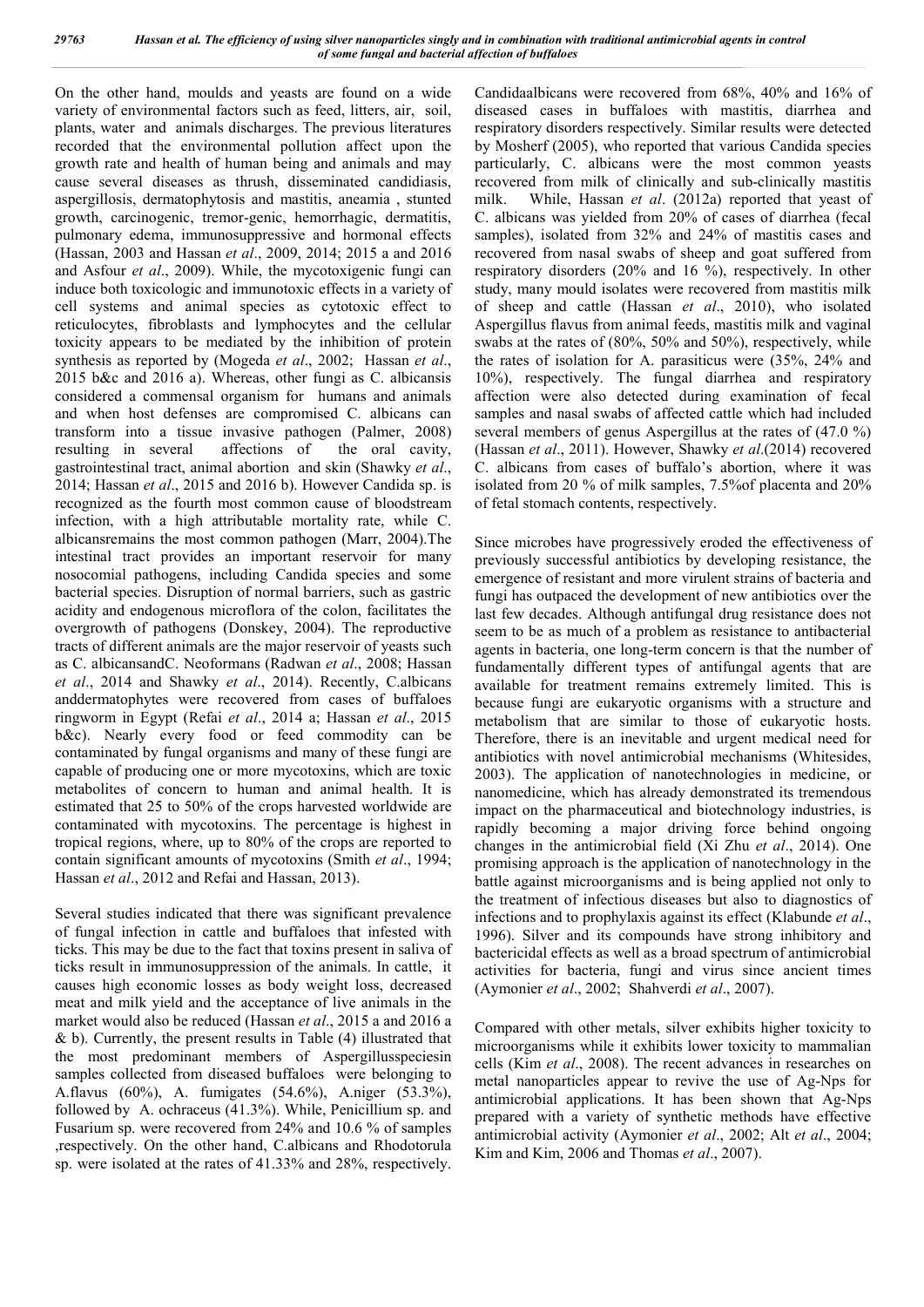On the other hand, moulds and yeasts are found on a wide variety of environmental factors such as feed, litters, air, soil, plants, water and animals discharges. The previous literatures recorded that the environmental pollution affect upon the growth rate and health of human being and animals and may cause several diseases as thrush, disseminated candidiasis, aspergillosis, dermatophytosis and mastitis, aneamia , stunted growth, carcinogenic, tremor-genic, hemorrhagic, dermatitis, pulmonary edema, immunosuppressive and hormonal effects (Hassan, 2003 and Hassan *et al*., 2009, 2014; 2015 a and 2016 and Asfour *et al*., 2009). While, the mycotoxigenic fungi can induce both toxicologic and immunotoxic effects in a variety of cell systems and animal species as cytotoxic effect to reticulocytes, fibroblasts and lymphocytes and the cellular toxicity appears to be mediated by the inhibition of protein synthesis as reported by (Mogeda *et al*., 2002; Hassan *et al*., 2015 b&c and 2016 a). Whereas, other fungi as C. albicansis considered a commensal organism for humans and animals and when host defenses are compromised C. albicans can transform into a tissue invasive pathogen (Palmer, 2008) resulting in several affections of the oral cavity, gastrointestinal tract, animal abortion and skin (Shawky *et al*., 2014; Hassan *et al*., 2015 and 2016 b). However Candida sp. is recognized as the fourth most common cause of bloodstream infection, with a high attributable mortality rate, while C. albicansremains the most common pathogen (Marr, 2004).The intestinal tract provides an important reservoir for many nosocomial pathogens, including Candida species and some bacterial species. Disruption of normal barriers, such as gastric acidity and endogenous microflora of the colon, facilitates the overgrowth of pathogens (Donskey, 2004). The reproductive tracts of different animals are the major reservoir of yeasts such as C. albicansandC. Neoformans (Radwan *et al*., 2008; Hassan *et al*., 2014 and Shawky *et al*., 2014). Recently, C.albicans anddermatophytes were recovered from cases of buffaloes ringworm in Egypt (Refai *et al*., 2014 a; Hassan *et al*., 2015 b&c). Nearly every food or feed commodity can be contaminated by fungal organisms and many of these fungi are capable of producing one or more mycotoxins, which are toxic metabolites of concern to human and animal health. It is estimated that 25 to 50% of the crops harvested worldwide are contaminated with mycotoxins. The percentage is highest in tropical regions, where, up to 80% of the crops are reported to contain significant amounts of mycotoxins (Smith *et al*., 1994; Hassan *et al*., 2012 and Refai and Hassan, 2013).

Several studies indicated that there was significant prevalence of fungal infection in cattle and buffaloes that infested with ticks. This may be due to the fact that toxins present in saliva of ticks result in immunosuppression of the animals. In cattle, it causes high economic losses as body weight loss, decreased meat and milk yield and the acceptance of live animals in the market would also be reduced (Hassan *et al*., 2015 a and 2016 a & b). Currently, the present results in Table (4) illustrated that the most predominant members of Aspergillusspeciesin samples collected from diseased buffaloes were belonging to A.flavus (60%), A. fumigates (54.6%), A.niger (53.3%), followed by A. ochraceus (41.3%). While, Penicillium sp. and Fusarium sp. were recovered from 24% and 10.6 % of samples ,respectively. On the other hand, C.albicans and Rhodotorula sp. were isolated at the rates of 41.33% and 28%, respectively. Candidaalbicans were recovered from 68%, 40% and 16% of diseased cases in buffaloes with mastitis, diarrhea and respiratory disorders respectively. Similar results were detected by Mosherf (2005), who reported that various Candida species particularly, C. albicans were the most common yeasts recovered from milk of clinically and sub-clinically mastitis milk. While, Hassan *et al*. (2012a) reported that yeast of C. albicans was yielded from 20% of cases of diarrhea (fecal samples), isolated from 32% and 24% of mastitis cases and recovered from nasal swabs of sheep and goat suffered from respiratory disorders (20% and 16 %), respectively. In other study, many mould isolates were recovered from mastitis milk of sheep and cattle (Hassan *et al*., 2010), who isolated Aspergillus flavus from animal feeds, mastitis milk and vaginal swabs at the rates of (80%, 50% and 50%), respectively, while the rates of isolation for A. parasiticus were (35%, 24% and 10%), respectively. The fungal diarrhea and respiratory affection were also detected during examination of fecal samples and nasal swabs of affected cattle which had included several members of genus Aspergillus at the rates of (47.0 %) (Hassan *et al*., 2011). However, Shawky *et al*.(2014) recovered C. albicans from cases of buffalo's abortion, where it was isolated from 20 % of milk samples, 7.5%of placenta and 20% of fetal stomach contents, respectively.

Since microbes have progressively eroded the effectiveness of previously successful antibiotics by developing resistance, the emergence of resistant and more virulent strains of bacteria and fungi has outpaced the development of new antibiotics over the last few decades. Although antifungal drug resistance does not seem to be as much of a problem as resistance to antibacterial agents in bacteria, one long-term concern is that the number of fundamentally different types of antifungal agents that are available for treatment remains extremely limited. This is because fungi are eukaryotic organisms with a structure and metabolism that are similar to those of eukaryotic hosts. Therefore, there is an inevitable and urgent medical need for antibiotics with novel antimicrobial mechanisms (Whitesides, 2003). The application of nanotechnologies in medicine, or nanomedicine, which has already demonstrated its tremendous impact on the pharmaceutical and biotechnology industries, is rapidly becoming a major driving force behind ongoing changes in the antimicrobial field (Xi Zhu *et al*., 2014). One promising approach is the application of nanotechnology in the battle against microorganisms and is being applied not only to the treatment of infectious diseases but also to diagnostics of infections and to prophylaxis against its effect (Klabunde *et al*., 1996). Silver and its compounds have strong inhibitory and bactericidal effects as well as a broad spectrum of antimicrobial activities for bacteria, fungi and virus since ancient times (Aymonier *et al*., 2002; Shahverdi *et al*., 2007).

Compared with other metals, silver exhibits higher toxicity to microorganisms while it exhibits lower toxicity to mammalian cells (Kim *et al*., 2008). The recent advances in researches on metal nanoparticles appear to revive the use of Ag-Nps for antimicrobial applications. It has been shown that Ag-Nps prepared with a variety of synthetic methods have effective antimicrobial activity (Aymonier *et al*., 2002; Alt *et al*., 2004; Kim and Kim, 2006 and Thomas *et al*., 2007).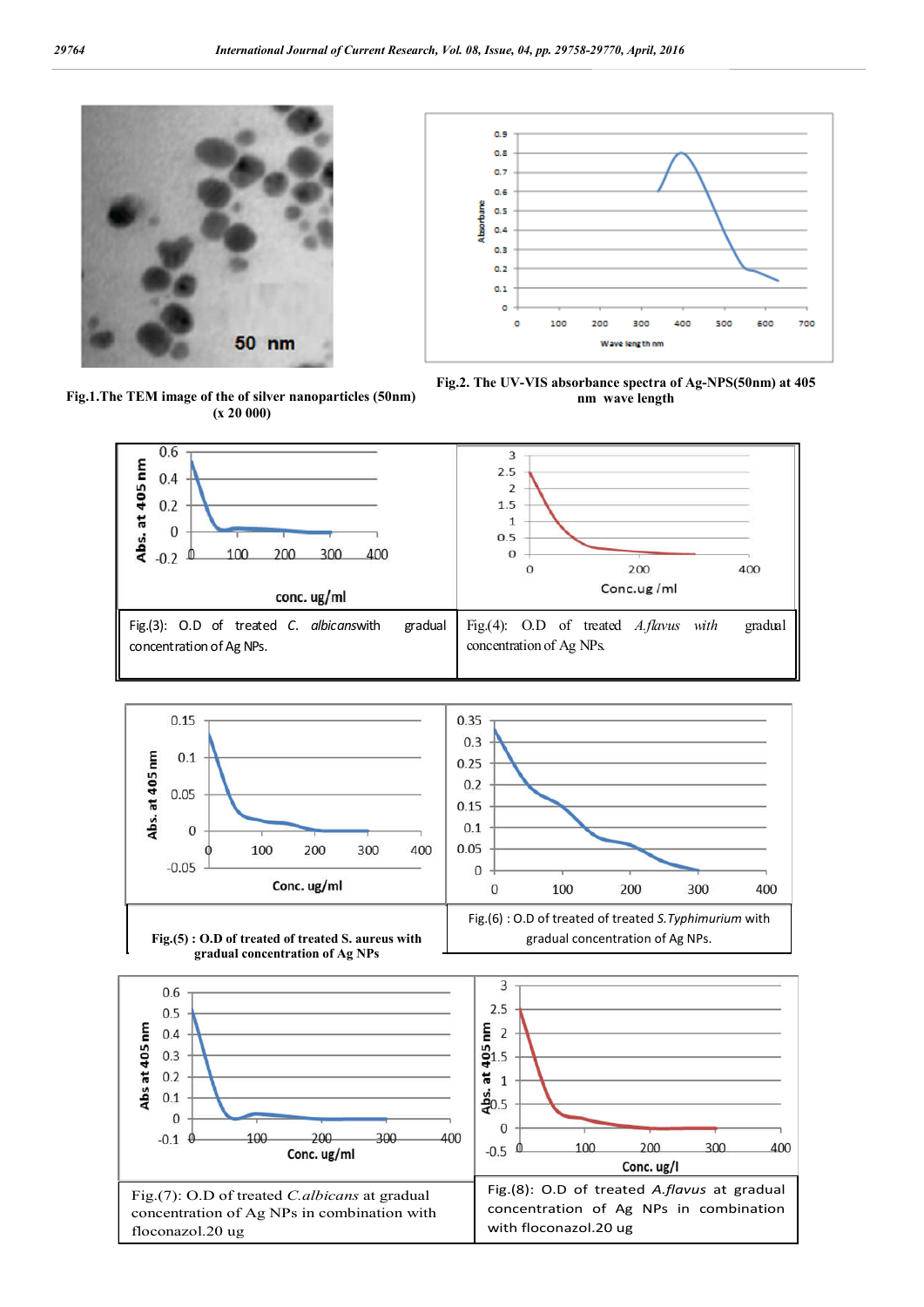Fig.1.The TEM image of the of silver nanoparticles (50nm) (x 20 000)

Fig.2. The UV-VIS absorbance spectra of Ag-NPS(50nm) at 405 nm wave length

Fig.(3): O.D of treated *C. albicans* with gradual concentration of Ag NPs.

Fig.(4): O.D of treated *A.flavus* with gradual concentration of Ag NPs.

Fig.(5) : O.D of treated of treated S. aureus with gradual concentration of Ag NPs

Fig.(6) : O.D of treated of treated *S.Typhimurium* with gradual concentration of Ag NPs.

Fig.(7): O.D of treated *C.albicans* at gradual concentration of Ag NPs in combination with floconazol.20 ug

Fig.(8): O.D of treated *A.flavus* at gradual concentration of Ag NPs in combination with floconazol.20 ug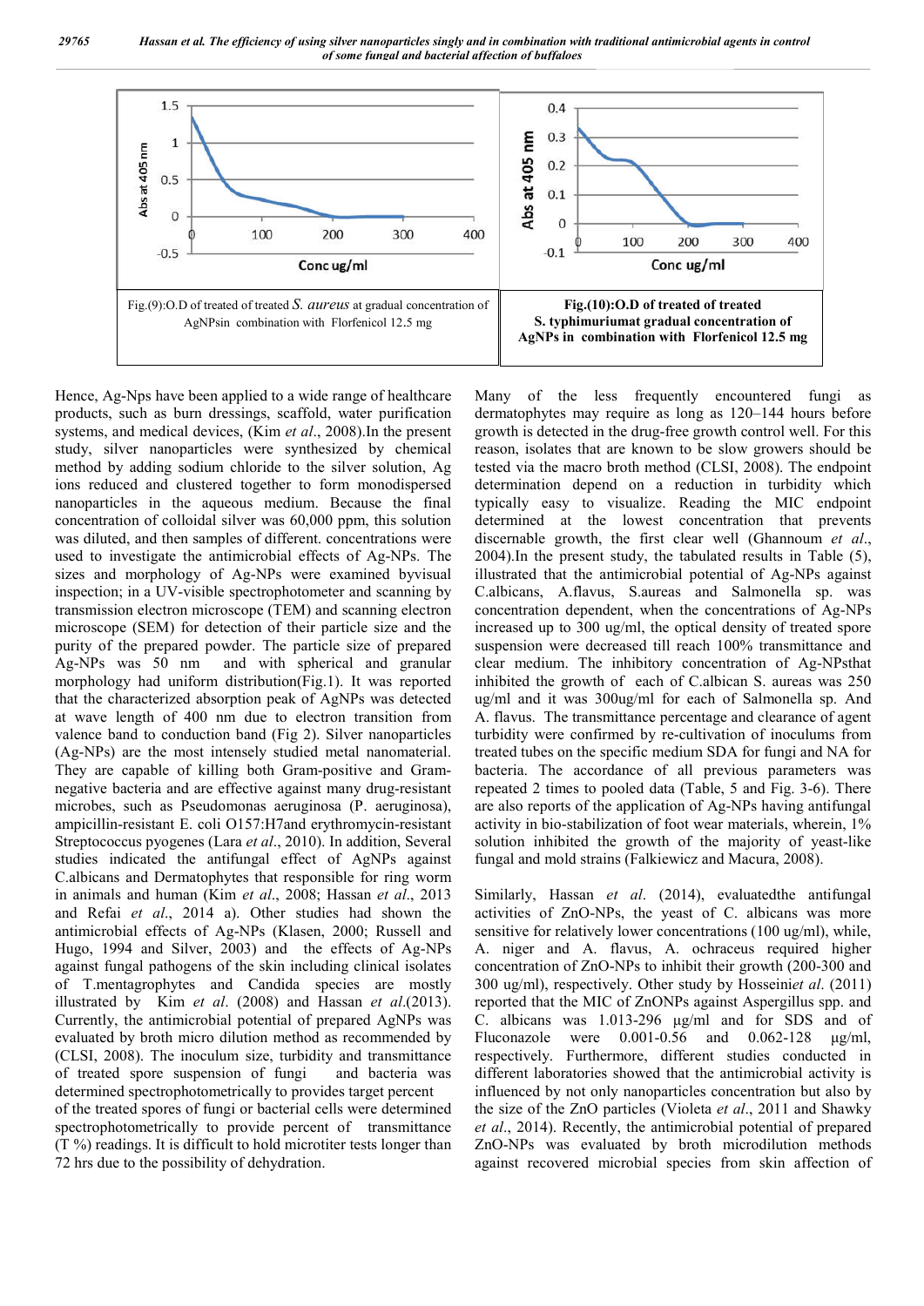Fig.(9):O.D of treated of treated *S. aureus* at gradual concentration of AgNPsin combination with Florfenicol 12.5 mg

**Fig.(10):O.D of treated of treated S. typhimuriumat gradual concentration of AgNPs in combination with Florfenicol 12.5 mg**

Hence, Ag-Nps have been applied to a wide range of healthcare products, such as burn dressings, scaffold, water purification systems, and medical devices, (Kim *et al*., 2008).In the present study, silver nanoparticles were synthesized by chemical method by adding sodium chloride to the silver solution, Ag ions reduced and clustered together to form monodispersed nanoparticles in the aqueous medium. Because the final concentration of colloidal silver was 60,000 ppm, this solution was diluted, and then samples of different. concentrations were used to investigate the antimicrobial effects of Ag-NPs. The sizes and morphology of Ag-NPs were examined byvisual inspection; in a UV-visible spectrophotometer and scanning by transmission electron microscope (TEM) and scanning electron microscope (SEM) for detection of their particle size and the purity of the prepared powder. The particle size of prepared Ag-NPs was 50 nm and with spherical and granular morphology had uniform distribution(Fig.1). It was reported that the characterized absorption peak of AgNPs was detected at wave length of 400 nm due to electron transition from valence band to conduction band (Fig 2). Silver nanoparticles (Ag-NPs) are the most intensely studied metal nanomaterial. They are capable of killing both Gram-positive and Gram-negative bacteria and are effective against many drug-resistant microbes, such as Pseudomonas aeruginosa (P. aeruginosa), ampicillin-resistant E. coli O157:H7and erythromycin-resistant Streptococcus pyogenes (Lara *et al*., 2010). In addition, Several studies indicated the antifungal effect of AgNPs against C.albicans and Dermatophytes that responsible for ring worm in animals and human (Kim *et al*., 2008; Hassan *et al*., 2013 and Refai *et al*., 2014 a). Other studies had shown the antimicrobial effects of Ag-NPs (Klasen, 2000; Russell and Hugo, 1994 and Silver, 2003) and the effects of Ag-NPs against fungal pathogens of the skin including clinical isolates of T.mentagrophytes and Candida species are mostly illustrated by Kim *et al*. (2008) and Hassan *et al*.(2013). Currently, the antimicrobial potential of prepared AgNPs was evaluated by broth micro dilution method as recommended by (CLSI, 2008). The inoculum size, turbidity and transmittance of treated spore suspension of fungi and bacteria was determined spectrophotometrically to provides target percent of the treated spores of fungi or bacterial cells were determined spectrophotometrically to provide percent of transmittance (T %) readings. It is difficult to hold microtiter tests longer than 72 hrs due to the possibility of dehydration.

Many of the less frequently encountered fungi as dermatophytes may require as long as 120–144 hours before growth is detected in the drug-free growth control well. For this reason, isolates that are known to be slow growers should be tested via the macro broth method (CLSI, 2008). The endpoint determination depend on a reduction in turbidity which typically easy to visualize. Reading the MIC endpoint determined at the lowest concentration that prevents discernable growth, the first clear well (Ghannoum *et al*., 2004).In the present study, the tabulated results in Table (5), illustrated that the antimicrobial potential of Ag-NPs against C.albicans, A.flavus, S.aureas and Salmonella sp. was concentration dependent, when the concentrations of Ag-NPs increased up to 300 ug/ml, the optical density of treated spore suspension were decreased till reach 100% transmittance and clear medium. The inhibitory concentration of Ag-NPsthat inhibited the growth of each of C.albican S. aureas was 250 ug/ml and it was 300ug/ml for each of Salmonella sp. And A. flavus. The transmittance percentage and clearance of agent turbidity were confirmed by re-cultivation of inoculums from treated tubes on the specific medium SDA for fungi and NA for bacteria. The accordance of all previous parameters was repeated 2 times to pooled data (Table, 5 and Fig. 3-6). There are also reports of the application of Ag-NPs having antifungal activity in bio-stabilization of foot wear materials, wherein, 1% solution inhibited the growth of the majority of yeast-like fungal and mold strains (Falkiewicz and Macura, 2008).

Similarly, Hassan *et al*. (2014), evaluatedthe antifungal activities of ZnO-NPs, the yeast of C. albicans was more sensitive for relatively lower concentrations (100 ug/ml), while, A. niger and A. flavus, A. ochraceus required higher concentration of ZnO-NPs to inhibit their growth (200-300 and 300 ug/ml), respectively. Other study by Hosseini*et al*. (2011) reported that the MIC of ZnONPs against Aspergillus spp. and C. albicans was 1.013-296 μg/ml and for SDS and of Fluconazole were 0.001-0.56 and 0.062-128 μg/ml, respectively. Furthermore, different studies conducted in different laboratories showed that the antimicrobial activity is influenced by not only nanoparticles concentration but also by the size of the ZnO particles (Violeta *et al*., 2011 and Shawky *et al*., 2014). Recently, the antimicrobial potential of prepared ZnO-NPs was evaluated by broth microdilution methods against recovered microbial species from skin affection of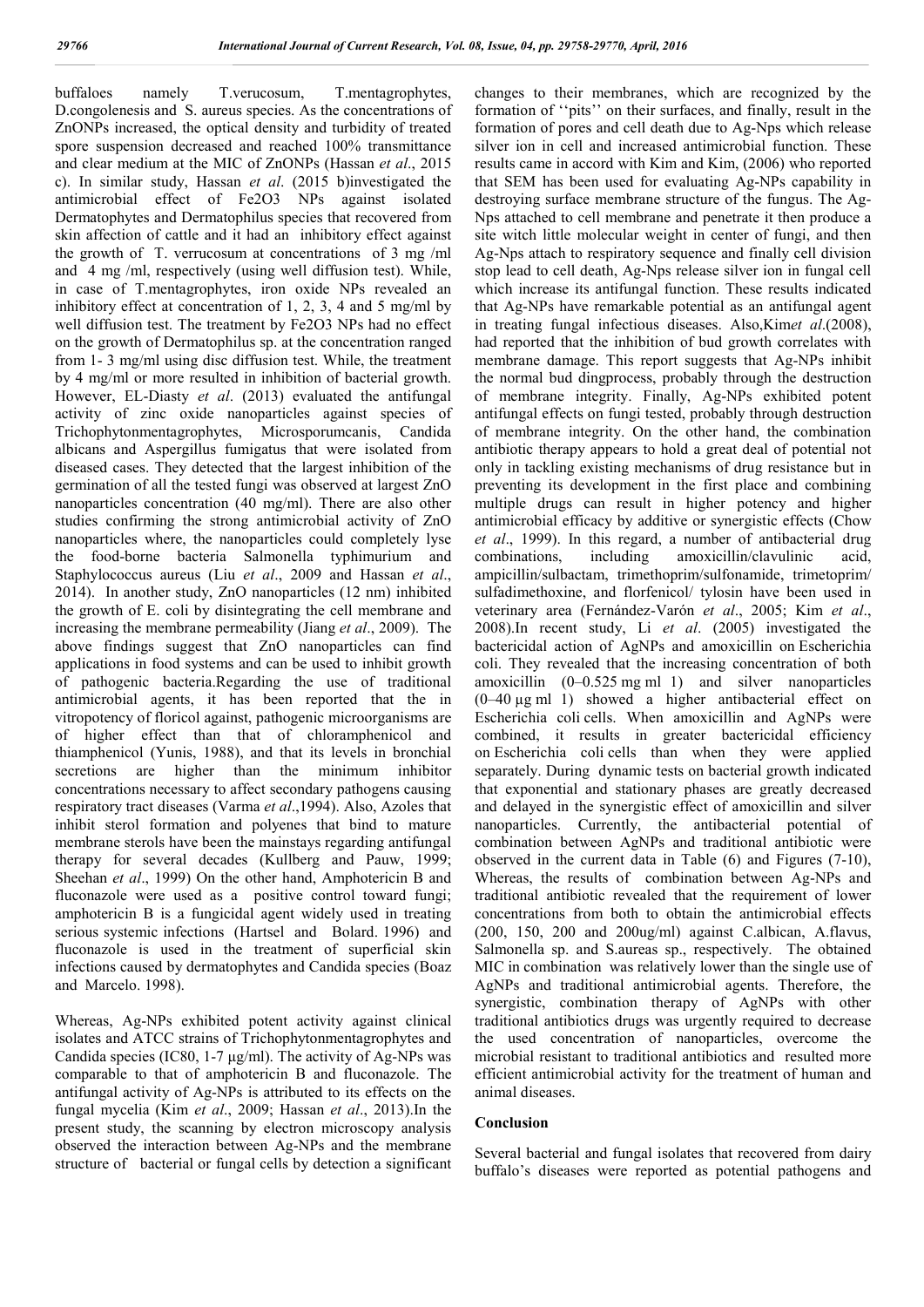buffaloes namely T.verucosum, T.mentagrophytes, D.congolenesis and S. aureus species. As the concentrations of ZnONPs increased, the optical density and turbidity of treated spore suspension decreased and reached 100% transmittance and clear medium at the MIC of ZnONPs (Hassan *et al*., 2015 c). In similar study, Hassan *et al*. (2015 b)investigated the antimicrobial effect of $Fe_2O_3$ NPs against isolated Dermatophytes and Dermatophilus species that recovered from skin affection of cattle and it had an inhibitory effect against the growth of T. verrucosum at concentrations of 3 mg /ml and 4 mg /ml, respectively (using well diffusion test). While, in case of T.mentagrophytes, iron oxide NPs revealed an inhibitory effect at concentration of 1, 2, 3, 4 and 5 mg/ml by well diffusion test. The treatment by $Fe_2O_3$ NPs had no effect on the growth of Dermatophilus sp. at the concentration ranged from 1- 3 mg/ml using disc diffusion test. While, the treatment by 4 mg/ml or more resulted in inhibition of bacterial growth. However, EL-Diasty *et al*. (2013) evaluated the antifungal activity of zinc oxide nanoparticles against species of Trichophytonmentagrophytes, Microsporumcanis, Candida albicans and Aspergillus fumigatus that were isolated from diseased cases. They detected that the largest inhibition of the germination of all the tested fungi was observed at largest ZnO nanoparticles concentration (40 mg/ml). There are also other studies confirming the strong antimicrobial activity of ZnO nanoparticles where, the nanoparticles could completely lyse the food-borne bacteria Salmonella typhimurium and Staphylococcus aureus (Liu *et al*., 2009 and Hassan *et al*., 2014). In another study, ZnO nanoparticles (12 nm) inhibited the growth of E. coli by disintegrating the cell membrane and increasing the membrane permeability (Jiang *et al*., 2009). The above findings suggest that ZnO nanoparticles can find applications in food systems and can be used to inhibit growth of pathogenic bacteria.Regarding the use of traditional antimicrobial agents, it has been reported that the in vitropotency of floricol against, pathogenic microorganisms are of higher effect than that of chloramphenicol and thiamphenicol (Yunis, 1988), and that its levels in bronchial secretions are higher than the minimum inhibitor concentrations necessary to affect secondary pathogens causing respiratory tract diseases (Varma *et al*.,1994). Also, Azoles that inhibit sterol formation and polyenes that bind to mature membrane sterols have been the mainstays regarding antifungal therapy for several decades (Kullberg and Pauw, 1999; Sheehan *et al*., 1999) On the other hand, Amphotericin B and fluconazole were used as a positive control toward fungi; amphotericin B is a fungicidal agent widely used in treating serious systemic infections (Hartsel and Bolard. 1996) and fluconazole is used in the treatment of superficial skin infections caused by dermatophytes and Candida species (Boaz and Marcelo. 1998).

Whereas, Ag-NPs exhibited potent activity against clinical isolates and ATCC strains of Trichophytonmentagrophytes and Candida species (IC80, 1-7 μg/ml). The activity of Ag-NPs was comparable to that of amphotericin B and fluconazole. The antifungal activity of Ag-NPs is attributed to its effects on the fungal mycelia (Kim *et al*., 2009; Hassan *et al*., 2013).In the present study, the scanning by electron microscopy analysis observed the interaction between Ag-NPs and the membrane structure of bacterial or fungal cells by detection a significant changes to their membranes, which are recognized by the formation of ''pits'' on their surfaces, and finally, result in the formation of pores and cell death due to Ag-Nps which release silver ion in cell and increased antimicrobial function. These results came in accord with Kim and Kim, (2006) who reported that SEM has been used for evaluating Ag-NPs capability in destroying surface membrane structure of the fungus. The Ag-Nps attached to cell membrane and penetrate it then produce a site witch little molecular weight in center of fungi, and then Ag-Nps attach to respiratory sequence and finally cell division stop lead to cell death, Ag-Nps release silver ion in fungal cell which increase its antifungal function. These results indicated that Ag-NPs have remarkable potential as an antifungal agent in treating fungal infectious diseases. Also,Kim*et al*.(2008), had reported that the inhibition of bud growth correlates with membrane damage. This report suggests that Ag-NPs inhibit the normal bud dingprocess, probably through the destruction of membrane integrity. Finally, Ag-NPs exhibited potent antifungal effects on fungi tested, probably through destruction of membrane integrity. On the other hand, the combination antibiotic therapy appears to hold a great deal of potential not only in tackling existing mechanisms of drug resistance but in preventing its development in the first place and combining multiple drugs can result in higher potency and higher antimicrobial efficacy by additive or synergistic effects (Chow *et al*., 1999). In this regard, a number of antibacterial drug combinations, including amoxicillin/clavulinic acid, ampicillin/sulbactam, trimethoprim/sulfonamide, trimetoprim/ sulfadimethoxine, and florfenicol/ tylosin have been used in veterinary area (Fernández-Varón *et al*., 2005; Kim *et al*., 2008).In recent study, Li *et al*. (2005) investigated the bactericidal action of AgNPs and amoxicillin on Escherichia coli. They revealed that the increasing concentration of both amoxicillin (0–0.525 mg ml 1) and silver nanoparticles (0–40 µg ml 1) showed a higher antibacterial effect on Escherichia coli cells. When amoxicillin and AgNPs were combined, it results in greater bactericidal efficiency on Escherichia coli cells than when they were applied separately. During dynamic tests on bacterial growth indicated that exponential and stationary phases are greatly decreased and delayed in the synergistic effect of amoxicillin and silver nanoparticles. Currently, the antibacterial potential of combination between AgNPs and traditional antibiotic were observed in the current data in Table (6) and Figures (7-10), Whereas, the results of combination between Ag-NPs and traditional antibiotic revealed that the requirement of lower concentrations from both to obtain the antimicrobial effects (200, 150, 200 and 200ug/ml) against C.albican, A.flavus, Salmonella sp. and S.aureas sp., respectively. The obtained MIC in combination was relatively lower than the single use of AgNPs and traditional antimicrobial agents. Therefore, the synergistic, combination therapy of AgNPs with other traditional antibiotics drugs was urgently required to decrease the used concentration of nanoparticles, overcome the microbial resistant to traditional antibiotics and resulted more efficient antimicrobial activity for the treatment of human and animal diseases.

## Conclusion

Several bacterial and fungal isolates that recovered from dairy buffalo's diseases were reported as potential pathogens and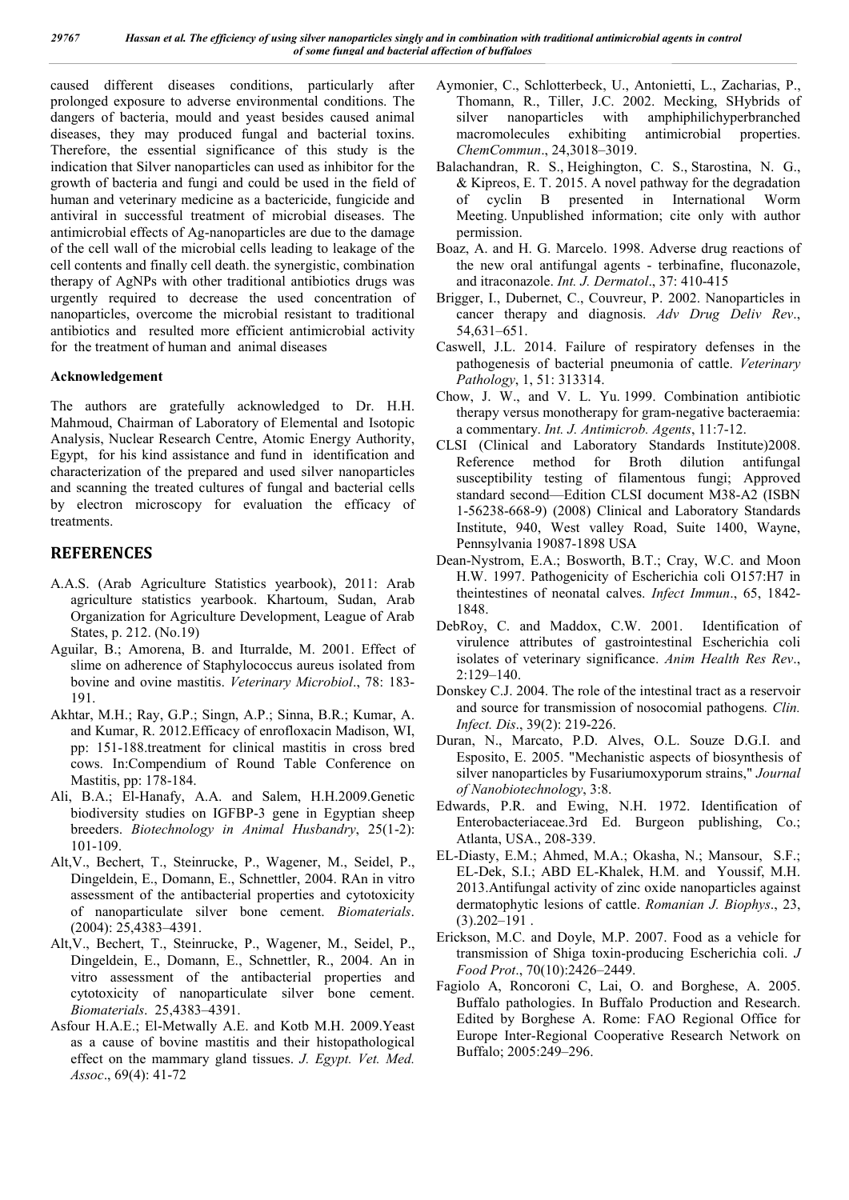caused different diseases conditions, particularly after prolonged exposure to adverse environmental conditions. The dangers of bacteria, mould and yeast besides caused animal diseases, they may produced fungal and bacterial toxins. Therefore, the essential significance of this study is the indication that Silver nanoparticles can used as inhibitor for the growth of bacteria and fungi and could be used in the field of human and veterinary medicine as a bactericide, fungicide and antiviral in successful treatment of microbial diseases. The antimicrobial effects of Ag-nanoparticles are due to the damage of the cell wall of the microbial cells leading to leakage of the cell contents and finally cell death. the synergistic, combination therapy of AgNPs with other traditional antibiotics drugs was urgently required to decrease the used concentration of nanoparticles, overcome the microbial resistant to traditional antibiotics and resulted more efficient antimicrobial activity for the treatment of human and animal diseases

**Acknowledgement**

The authors are gratefully acknowledged to Dr. H.H. Mahmoud, Chairman of Laboratory of Elemental and Isotopic Analysis, Nuclear Research Centre, Atomic Energy Authority, Egypt, for his kind assistance and fund in identification and characterization of the prepared and used silver nanoparticles and scanning the treated cultures of fungal and bacterial cells by electron microscopy for evaluation the efficacy of treatments.

## REFERENCES

A.A.S. (Arab Agriculture Statistics yearbook), 2011: Arab agriculture statistics yearbook. Khartoum, Sudan, Arab Organization for Agriculture Development, League of Arab States, p. 212. (No.19)

Aguilar, B.; Amorena, B. and Iturralde, M. 2001. Effect of slime on adherence of Staphylococcus aureus isolated from bovine and ovine mastitis. *Veterinary Microbiol*., 78: 183-191.

Akhtar, M.H.; Ray, G.P.; Singn, A.P.; Sinna, B.R.; Kumar, A. and Kumar, R. 2012.Efficacy of enrofloxacin Madison, WI, pp: 151-188.treatment for clinical mastitis in cross bred cows. In:Compendium of Round Table Conference on Mastitis, pp: 178-184.

Ali, B.A.; El-Hanafy, A.A. and Salem, H.H.2009.Genetic biodiversity studies on IGFBP-3 gene in Egyptian sheep breeders. *Biotechnology in Animal Husbandry*, 25(1-2): 101-109.

Alt,V., Bechert, T., Steinrucke, P., Wagener, M., Seidel, P., Dingeldein, E., Domann, E., Schnettler, 2004. RAn in vitro assessment of the antibacterial properties and cytotoxicity of nanoparticulate silver bone cement. *Biomaterials*. (2004): 25,4383–4391.

Alt,V., Bechert, T., Steinrucke, P., Wagener, M., Seidel, P., Dingeldein, E., Domann, E., Schnettler, R., 2004. An in vitro assessment of the antibacterial properties and cytotoxicity of nanoparticulate silver bone cement. *Biomaterials*. 25,4383–4391.

Asfour H.A.E.; El-Metwally A.E. and Kotb M.H. 2009.Yeast as a cause of bovine mastitis and their histopathological effect on the mammary gland tissues. *J. Egypt. Vet. Med. Assoc*., 69(4): 41-72

Aymonier, C., Schlotterbeck, U., Antonietti, L., Zacharias, P., Thomann, R., Tiller, J.C. 2002. Mecking, SHybrids of silver nanoparticles with amphiphilichyperbranched macromolecules exhibiting antimicrobial properties. *ChemCommun*., 24,3018–3019.

Balachandran, R. S., Heighington, C. S., Starostina, N. G., & Kipreos, E. T. 2015. A novel pathway for the degradation of cyclin B presented in International Worm Meeting. Unpublished information; cite only with author permission.

Boaz, A. and H. G. Marcelo. 1998. Adverse drug reactions of the new oral antifungal agents - terbinafine, fluconazole, and itraconazole. *Int. J. Dermatol*., 37: 410-415

Brigger, I., Dubernet, C., Couvreur, P. 2002. Nanoparticles in cancer therapy and diagnosis. *Adv Drug Deliv Rev*., 54,631–651.

Caswell, J.L. 2014. Failure of respiratory defenses in the pathogenesis of bacterial pneumonia of cattle. *Veterinary Pathology*, 1, 51: 313314.

Chow, J. W., and V. L. Yu. 1999. Combination antibiotic therapy versus monotherapy for gram-negative bacteraemia: a commentary. *Int. J. Antimicrob. Agents*, 11:7-12.

CLSI (Clinical and Laboratory Standards Institute)2008. Reference method for Broth dilution antifungal susceptibility testing of filamentous fungi; Approved standard second—Edition CLSI document M38-A2 (ISBN 1-56238-668-9) (2008) Clinical and Laboratory Standards Institute, 940, West valley Road, Suite 1400, Wayne, Pennsylvania 19087-1898 USA

Dean-Nystrom, E.A.; Bosworth, B.T.; Cray, W.C. and Moon H.W. 1997. Pathogenicity of Escherichia coli O157:H7 in theintestines of neonatal calves. *Infect Immun*., 65, 1842-1848.

DebRoy, C. and Maddox, C.W. 2001. Identification of virulence attributes of gastrointestinal Escherichia coli isolates of veterinary significance. *Anim Health Res Rev*., 2:129–140.

Donskey C.J. 2004. The role of the intestinal tract as a reservoir and source for transmission of nosocomial pathogens*. Clin. Infect. Dis*., 39(2): 219-226.

Duran, N., Marcato, P.D. Alves, O.L. Souze D.G.I. and Esposito, E. 2005. "Mechanistic aspects of biosynthesis of silver nanoparticles by Fusariumoxyporum strains," *Journal of Nanobiotechnology*, 3:8.

Edwards, P.R. and Ewing, N.H. 1972. Identification of Enterobacteriaceae.3rd Ed. Burgeon publishing, Co.; Atlanta, USA., 208-339.

EL-Diasty, E.M.; Ahmed, M.A.; Okasha, N.; Mansour, S.F.; EL-Dek, S.I.; ABD EL-Khalek, H.M. and Youssif, M.H. 2013.Antifungal activity of zinc oxide nanoparticles against dermatophytic lesions of cattle. *Romanian J. Biophys*., 23, (3).202–191 .

Erickson, M.C. and Doyle, M.P. 2007. Food as a vehicle for transmission of Shiga toxin-producing Escherichia coli. *J Food Prot*., 70(10):2426–2449.

Fagiolo A, Roncoroni C, Lai, O. and Borghese, A. 2005. Buffalo pathologies. In Buffalo Production and Research. Edited by Borghese A. Rome: FAO Regional Office for Europe Inter-Regional Cooperative Research Network on Buffalo; 2005:249–296.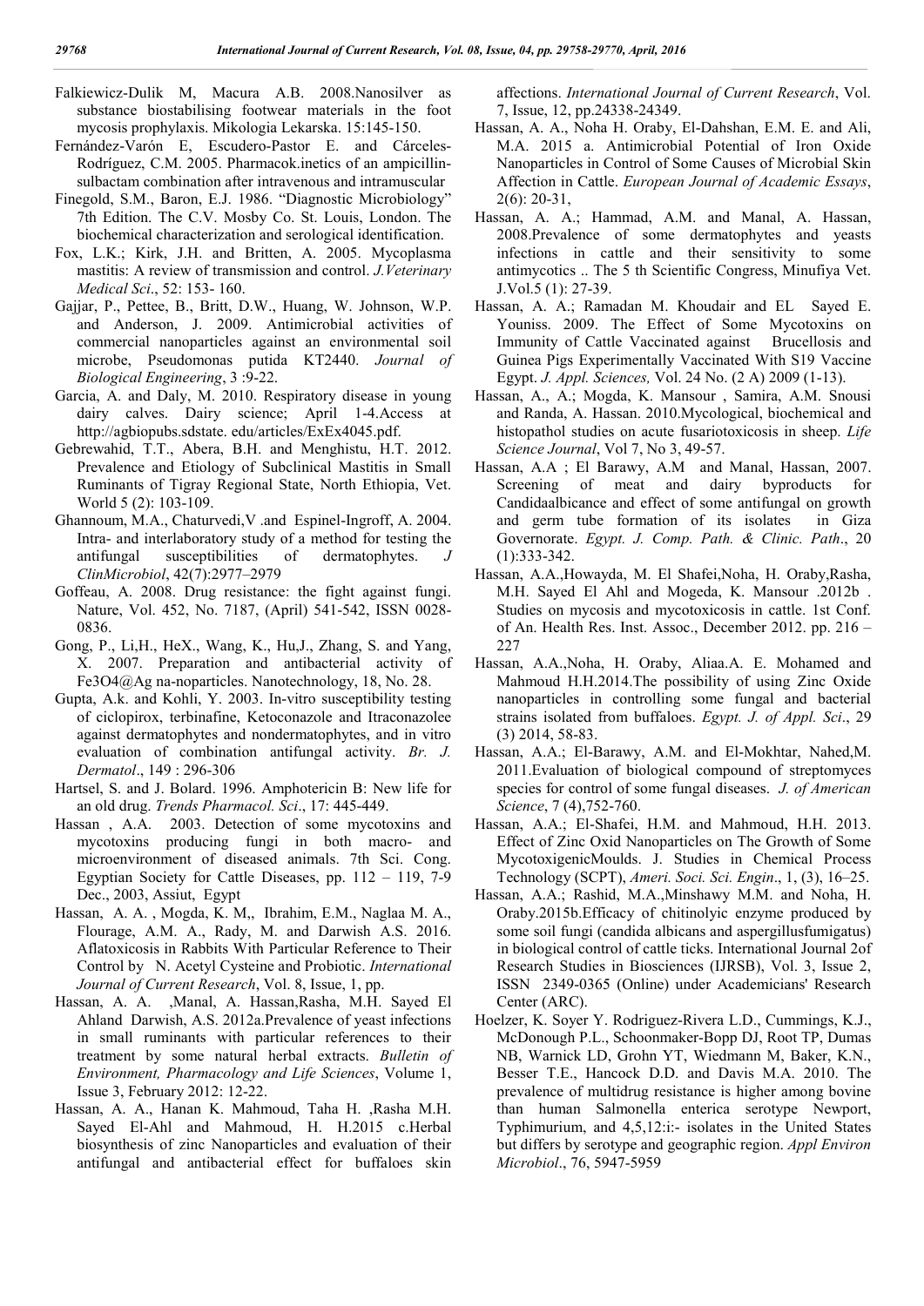Falkiewicz-Dulik M, Macura A.B. 2008.Nanosilver as substance biostabilising footwear materials in the foot mycosis prophylaxis. Mikologia Lekarska. 15:145-150.

Fernández-Varón E, Escudero-Pastor E. and Cárceles-Rodríguez, C.M. 2005. Pharmacok.inetics of an ampicillin-sulbactam combination after intravenous and intramuscular

Finegold, S.M., Baron, E.J. 1986. "Diagnostic Microbiology" 7th Edition. The C.V. Mosby Co. St. Louis, London. The biochemical characterization and serological identification.

Fox, L.K.; Kirk, J.H. and Britten, A. 2005. Mycoplasma mastitis: A review of transmission and control. *J.Veterinary Medical Sci*., 52: 153- 160.

Gajjar, P., Pettee, B., Britt, D.W., Huang, W. Johnson, W.P. and Anderson, J. 2009. Antimicrobial activities of commercial nanoparticles against an environmental soil microbe, Pseudomonas putida KT2440. *Journal of Biological Engineering*, 3 :9-22.

Garcia, A. and Daly, M. 2010. Respiratory disease in young dairy calves. Dairy science; April 1-4.Access at http://agbiopubs.sdstate. edu/articles/ExEx4045.pdf.

Gebrewahid, T.T., Abera, B.H. and Menghistu, H.T. 2012. Prevalence and Etiology of Subclinical Mastitis in Small Ruminants of Tigray Regional State, North Ethiopia, Vet. World 5 (2): 103-109.

Ghannoum, M.A., Chaturvedi,V .and Espinel-Ingroff, A. 2004. Intra- and interlaboratory study of a method for testing the antifungal susceptibilities of dermatophytes. *J ClinMicrobiol*, 42(7):2977–2979

Goffeau, A. 2008. Drug resistance: the fight against fungi. Nature, Vol. 452, No. 7187, (April) 541-542, ISSN 0028-0836.

Gong, P., Li,H., HeX., Wang, K., Hu,J., Zhang, S. and Yang, X. 2007. Preparation and antibacterial activity of Fe3O4@Ag na-noparticles. Nanotechnology, 18, No. 28.

Gupta, A.k. and Kohli, Y. 2003. In-vitro susceptibility testing of ciclopirox, terbinafine, Ketoconazole and Itraconazolee against dermatophytes and nondermatophytes, and in vitro evaluation of combination antifungal activity. *Br. J. Dermatol*., 149 : 296-306

Hartsel, S. and J. Bolard. 1996. Amphotericin B: New life for an old drug. *Trends Pharmacol. Sci*., 17: 445-449.

Hassan , A.A. 2003. Detection of some mycotoxins and mycotoxins producing fungi in both macro- and microenvironment of diseased animals. 7th Sci. Cong. Egyptian Society for Cattle Diseases, pp. 112 – 119, 7-9 Dec., 2003, Assiut, Egypt

Hassan, A. A. , Mogda, K. M,, Ibrahim, E.M., Naglaa M. A., Flourage, A.M. A., Rady, M. and Darwish A.S. 2016. Aflatoxicosis in Rabbits With Particular Reference to Their Control by N. Acetyl Cysteine and Probiotic. *International Journal of Current Research*, Vol. 8, Issue, 1, pp.

Hassan, A. A. ,Manal, A. Hassan,Rasha, M.H. Sayed El Ahland Darwish, A.S. 2012a.Prevalence of yeast infections in small ruminants with particular references to their treatment by some natural herbal extracts. *Bulletin of Environment, Pharmacology and Life Sciences*, Volume 1, Issue 3, February 2012: 12-22.

Hassan, A. A., Hanan K. Mahmoud, Taha H. ,Rasha M.H. Sayed El-Ahl and Mahmoud, H. H.2015 c.Herbal biosynthesis of zinc Nanoparticles and evaluation of their antifungal and antibacterial effect for buffaloes skin affections. *International Journal of Current Research*, Vol. 7, Issue, 12, pp.24338-24349.

Hassan, A. A., Noha H. Oraby, El-Dahshan, E.M. E. and Ali, M.A. 2015 a. Antimicrobial Potential of Iron Oxide Nanoparticles in Control of Some Causes of Microbial Skin Affection in Cattle. *European Journal of Academic Essays*, 2(6): 20-31,

Hassan, A. A.; Hammad, A.M. and Manal, A. Hassan, 2008.Prevalence of some dermatophytes and yeasts infections in cattle and their sensitivity to some antimycotics .. The 5 th Scientific Congress, Minufiya Vet. J.Vol.5 (1): 27-39.

Hassan, A. A.; Ramadan M. Khoudair and EL Sayed E. Youniss. 2009. The Effect of Some Mycotoxins on Immunity of Cattle Vaccinated against Brucellosis and Guinea Pigs Experimentally Vaccinated With S19 Vaccine Egypt. *J. Appl. Sciences,* Vol. 24 No. (2 A) 2009 (1-13).

Hassan, A., A.; Mogda, K. Mansour , Samira, A.M. Snousi and Randa, A. Hassan. 2010.Mycological, biochemical and histopathol studies on acute fusariotoxicosis in sheep. *Life Science Journal*, Vol 7, No 3, 49-57.

Hassan, A.A ; El Barawy, A.M and Manal, Hassan, 2007. Screening of meat and dairy byproducts for Candidaalbicance and effect of some antifungal on growth and germ tube formation of its isolates in Giza Governorate. *Egypt. J. Comp. Path. & Clinic. Path*., 20 (1):333-342.

Hassan, A.A.,Howayda, M. El Shafei,Noha, H. Oraby,Rasha, M.H. Sayed El Ahl and Mogeda, K. Mansour .2012b . Studies on mycosis and mycotoxicosis in cattle. 1st Conf. of An. Health Res. Inst. Assoc., December 2012. pp. 216 – 227

Hassan, A.A.,Noha, H. Oraby, Aliaa.A. E. Mohamed and Mahmoud H.H.2014.The possibility of using Zinc Oxide nanoparticles in controlling some fungal and bacterial strains isolated from buffaloes. *Egypt. J. of Appl. Sci*., 29 (3) 2014, 58-83.

Hassan, A.A.; El-Barawy, A.M. and El-Mokhtar, Nahed,M. 2011.Evaluation of biological compound of streptomyces species for control of some fungal diseases. *J. of American Science*, 7 (4),752-760.

Hassan, A.A.; El-Shafei, H.M. and Mahmoud, H.H. 2013. Effect of Zinc Oxid Nanoparticles on The Growth of Some MycotoxigenicMoulds. J. Studies in Chemical Process Technology (SCPT), *Ameri. Soci. Sci. Engin*., 1, (3), 16–25.

Hassan, A.A.; Rashid, M.A.,Minshawy M.M. and Noha, H. Oraby.2015b.Efficacy of chitinolyic enzyme produced by some soil fungi (candida albicans and aspergillusfumigatus) in biological control of cattle ticks. International Journal 2of Research Studies in Biosciences (IJRSB), Vol. 3, Issue 2, ISSN 2349-0365 (Online) under Academicians' Research Center (ARC).

Hoelzer, K. Soyer Y. Rodriguez-Rivera L.D., Cummings, K.J., McDonough P.L., Schoonmaker-Bopp DJ, Root TP, Dumas NB, Warnick LD, Grohn YT, Wiedmann M, Baker, K.N., Besser T.E., Hancock D.D. and Davis M.A. 2010. The prevalence of multidrug resistance is higher among bovine than human Salmonella enterica serotype Newport, Typhimurium, and 4,5,12:i:- isolates in the United States but differs by serotype and geographic region. *Appl Environ Microbiol*., 76, 5947-5959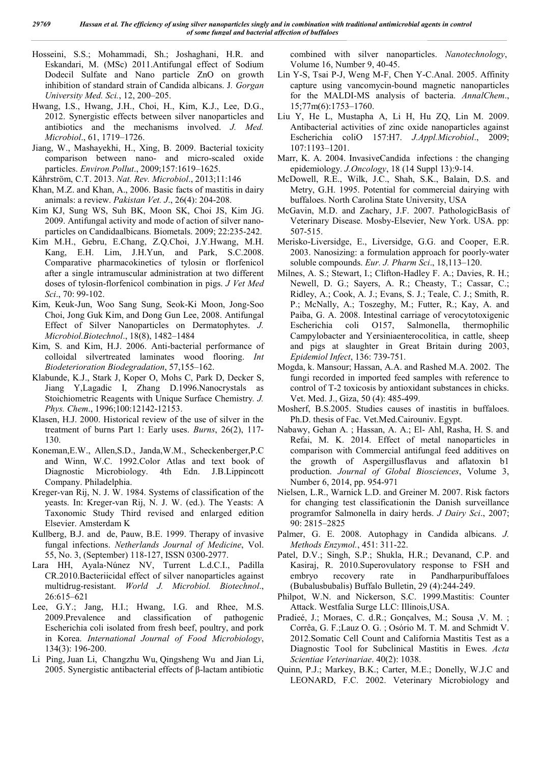Hosseini, S.S.; Mohammadi, Sh.; Joshaghani, H.R. and Eskandari, M. (MSc) 2011.Antifungal effect of Sodium Dodecil Sulfate and Nano particle ZnO on growth inhibition of standard strain of Candida albicans. J. *Gorgan University Med. Sci.*, 12, 200–205.

Hwang, I.S., Hwang, J.H., Choi, H., Kim, K.J., Lee, D.G., 2012. Synergistic effects between silver nanoparticles and antibiotics and the mechanisms involved. *J. Med. Microbiol*., 61, 1719–1726.

Jiang, W., Mashayekhi, H., Xing, B. 2009. Bacterial toxicity comparison between nano- and micro-scaled oxide particles. *Environ.Pollut*., 2009;157:1619–1625.

Kåhrström, C.T. 2013. *Nat. Rev. Microbiol*., 2013;11:146

Khan, M.Z. and Khan, A., 2006. Basic facts of mastitis in dairy animals: a review. *Pakistan Vet. J*., 26(4): 204-208.

Kim KJ, Sung WS, Suh BK, Moon SK, Choi JS, Kim JG. 2009. Antifungal activity and mode of action of silver nano-particles on Candidaalbicans. Biometals. 2009; 22:235-242.

Kim M.H., Gebru, E.Chang, Z.Q.Choi, J.Y.Hwang, M.H. Kang, E.H. Lim, J.H.Yun, and Park, S.C.2008. Comparative pharmacokinetics of tylosin or florfenicol after a single intramuscular administration at two different doses of tylosin-florfenicol combination in pigs. *J Vet Med Sci*., 70: 99-102.

Kim, Keuk-Jun, Woo Sang Sung, Seok-Ki Moon, Jong-Soo Choi, Jong Guk Kim, and Dong Gun Lee, 2008. Antifungal Effect of Silver Nanoparticles on Dermatophytes. *J. Microbiol.Biotechnol*., 18(8), 1482–1484

Kim, S. and Kim, H.J. 2006. Anti-bacterial performance of colloidal silvertreated laminates wood flooring. *Int Biodeterioration Biodegradation*, 57,155–162.

Klabunde, K.J., Stark J, Koper O, Mohs C, Park D, Decker S, Jiang Y,Lagadic I, Zhang D.1996.Nanocrystals as Stoichiometric Reagents with Unique Surface Chemistry. *J. Phys. Chem*., 1996;100:12142-12153.

Klasen, H.J. 2000. Historical review of the use of silver in the treatment of burns Part 1: Early uses. *Burns*, 26(2), 117-130.

Koneman,E.W., Allen,S.D., Janda,W.M., Scheckenberger,P.C and Winn, W.C. 1992.Color Atlas and text book of Diagnostic Microbiology. 4th Edn. J.B.Lippincott Company. Philadelphia.

Kreger-van Rij, N. J. W. 1984. Systems of classification of the yeasts. In: Kreger-van Rij, N. J. W. (ed.). The Yeasts: A Taxonomic Study Third revised and enlarged edition Elsevier. Amsterdam K

Kullberg, B.J. and de, Pauw, B.E. 1999. Therapy of invasive fungal infections. *Netherlands Journal of Medicine*, Vol. 55, No. 3, (September) 118-127, ISSN 0300-2977.

Lara HH, Ayala-Núnez NV, Turrent L.d.C.I., Padilla CR.2010.Bacteriicidal effect of silver nanoparticles against multidrug-resistant. *World J. Microbiol. Biotechnol*., 26:615–621

Lee, G.Y.; Jang, H.I.; Hwang, I.G. and Rhee, M.S. 2009.Prevalence and classification of pathogenic Escherichia coli isolated from fresh beef, poultry, and pork in Korea. *International Journal of Food Microbiology*, 134(3): 196-200.

Li Ping, Juan Li, Changzhu Wu, Qingsheng Wu and Jian Li, 2005. Synergistic antibacterial effects of β-lactam antibiotic combined with silver nanoparticles. *Nanotechnology*, Volume 16, Number 9, 40-45.

Lin Y-S, Tsai P-J, Weng M-F, Chen Y-C.Anal. 2005. Affinity capture using vancomycin-bound magnetic nanoparticles for the MALDI-MS analysis of bacteria. *AnnalChem*., 15;77m(6):1753–1760.

Liu Y, He L, Mustapha A, Li H, Hu ZQ, Lin M. 2009. Antibacterial activities of zinc oxide nanoparticles against Escherichia coliO 157:H7. *J.Appl.Microbiol*., 2009; 107:1193–1201.

Marr, K. A. 2004. InvasiveCandida infections : the changing epidemiology. *J.Oncology*, 18 (14 Suppl 13):9-14.

McDowell, R.E., Wilk, J.C., Shah, S.K., Balain, D.S. and Metry, G.H. 1995. Potential for commercial dairying with buffaloes. North Carolina State University, USA

McGavin, M.D. and Zachary, J.F. 2007. PathologicBasis of Veterinary Disease. Mosby-Elsevier, New York. USA. pp: 507-515.

Merisko-Liversidge, E., Liversidge, G.G. and Cooper, E.R. 2003. Nanosizing: a formulation approach for poorly-water soluble compounds. *Eur. J. Pharm Sci*., 18,113–120.

Milnes, A. S.; Stewart, I.; Clifton-Hadley F. A.; Davies, R. H.; Newell, D. G.; Sayers, A. R.; Cheasty, T.; Cassar, C.; Ridley, A.; Cook, A. J.; Evans, S. J.; Teale, C. J.; Smith, R. P.; McNally, A.; Toszeghy, M.; Futter, R.; Kay, A. and Paiba, G. A. 2008. Intestinal carriage of verocytotoxigenic Escherichia coli O157, Salmonella, thermophilic Campylobacter and Yersiniaenterocolitica, in cattle, sheep and pigs at slaughter in Great Britain during 2003, *Epidemiol Infect*, 136: 739-751.

Mogda, k. Mansour; Hassan, A.A. and Rashed M.A. 2002. The fungi recorded in imported feed samples with reference to control of T-2 toxicosis by antioxidant substances in chicks. Vet. Med. J., Giza, 50 (4): 485-499.

Mosherf, B.S.2005. Studies causes of inastitis in buffaloes. Ph.D. thesis of Fac. Vet.Med.Cairouniv. Egypt.

Nabawy, Gehan A. ; Hassan, A. A.; El- Ahl, Rasha, H. S. and Refai, M. K. 2014. Effect of metal nanoparticles in comparison with Commercial antifungal feed additives on the growth of Aspergillusflavus and aflatoxin b1 production. *Journal of Global Biosciences*, Volume 3, Number 6, 2014, pp. 954-971

Nielsen, L.R., Warnick L.D. and Greiner M. 2007. Risk factors for changing test classificationin the Danish surveillance programfor Salmonella in dairy herds. *J Dairy Sci*., 2007; 90: 2815–2825

Palmer, G. E. 2008. Autophagy in Candida albicans. *J. Methods Enzymol.*, 451: 311-22.

Patel, D.V.; Singh, S.P.; Shukla, H.R.; Devanand, C.P. and Kasiraj, R. 2010.Superovulatory response to FSH and embryo recovery rate in Pandharpuribuffaloes (Bubalusbubalis) Buffalo Bulletin, 29 (4):244-249.

Philpot, W.N. and Nickerson, S.C. 1999.Mastitis: Counter Attack. Westfalia Surge LLC: Illinois,USA.

Pradieé, J.; Moraes, C. d.R.; Gonçalves, M.; Sousa ,V. M. ; Corrêa, G. F.;Lauz O. G. ; Osório M. T. M. and Schmidt V. 2012.Somatic Cell Count and California Mastitis Test as a Diagnostic Tool for Subclinical Mastitis in Ewes. *Acta Scientiae Veterinariae*. 40(2): 1038.

Quinn, P.J.; Markey, B.K.; Carter, M.E.; Donelly, W.J.C and LEONARD, F.C. 2002. Veterinary Microbiology and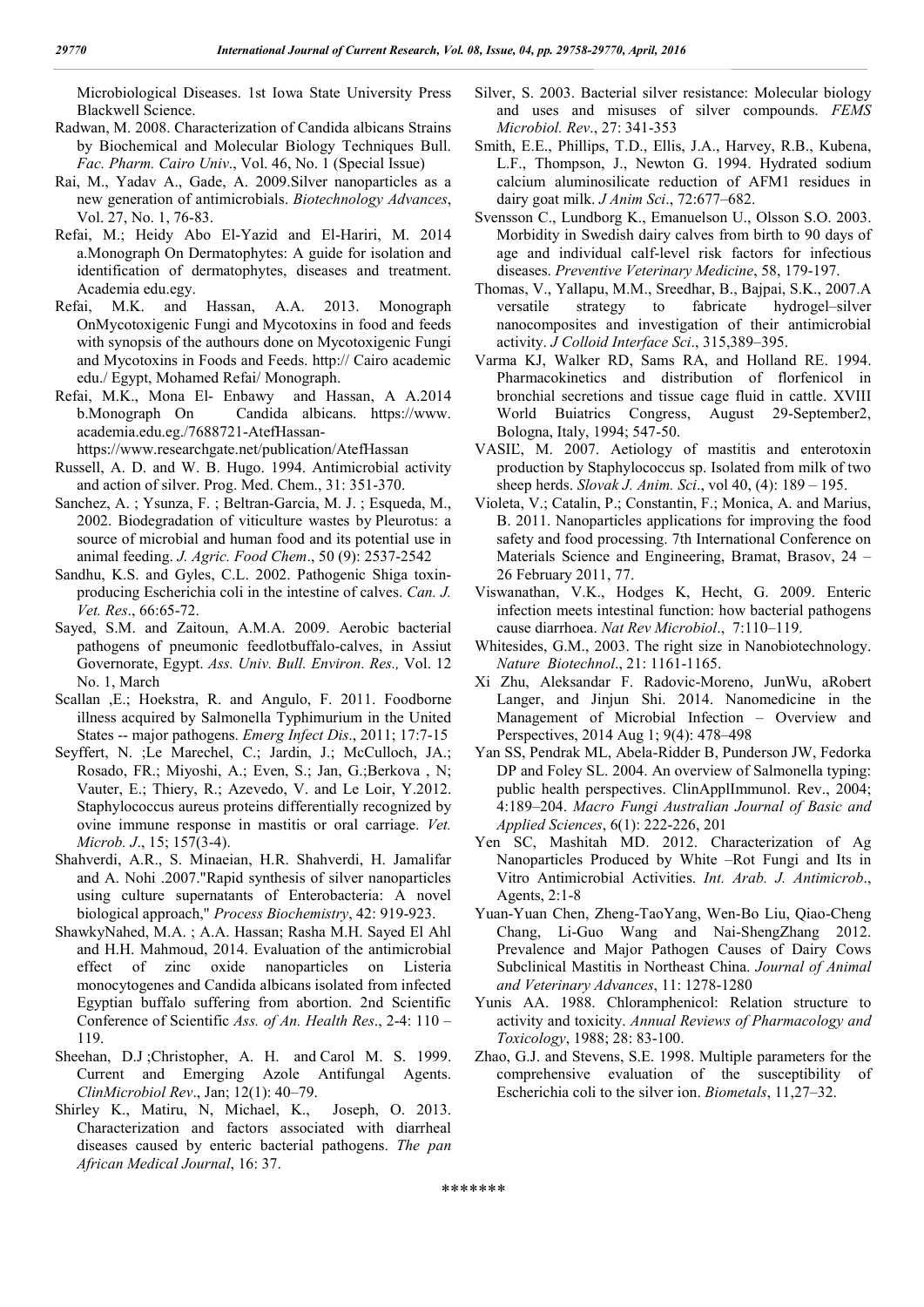Microbiological Diseases. 1st Iowa State University Press Blackwell Science.

Radwan, M. 2008. Characterization of Candida albicans Strains by Biochemical and Molecular Biology Techniques Bull. *Fac. Pharm. Cairo Univ*., Vol. 46, No. 1 (Special Issue)

Rai, M., Yadav A., Gade, A. 2009.Silver nanoparticles as a new generation of antimicrobials. *Biotechnology Advances*, Vol. 27, No. 1, 76-83.

Refai, M.; Heidy Abo El-Yazid and El-Hariri, M. 2014 a.Monograph On Dermatophytes: A guide for isolation and identification of dermatophytes, diseases and treatment. Academia edu.egy.

Refai, M.K. and Hassan, A.A. 2013. Monograph OnMycotoxigenic Fungi and Mycotoxins in food and feeds with synopsis of the authours done on Mycotoxigenic Fungi and Mycotoxins in Foods and Feeds. http:// Cairo academic edu./ Egypt, Mohamed Refai/ Monograph.

Refai, M.K., Mona El- Enbawy and Hassan, A A.2014 b.Monograph On Candida albicans. https://www.academia.edu.eg./7688721-AtefHassan-https://www.researchgate.net/publication/AtefHassan

Russell, A. D. and W. B. Hugo. 1994. Antimicrobial activity and action of silver. Prog. Med. Chem., 31: 351-370.

Sanchez, A. ; Ysunza, F. ; Beltran-Garcia, M. J. ; Esqueda, M., 2002. Biodegradation of viticulture wastes by Pleurotus: a source of microbial and human food and its potential use in animal feeding. *J. Agric. Food Chem*., 50 (9): 2537-2542

Sandhu, K.S. and Gyles, C.L. 2002. Pathogenic Shiga toxin-producing Escherichia coli in the intestine of calves. *Can. J. Vet. Res*., 66:65-72.

Sayed, S.M. and Zaitoun, A.M.A. 2009. Aerobic bacterial pathogens of pneumonic feedlotbuffalo-calves, in Assiut Governorate, Egypt. *Ass. Univ. Bull. Environ. Res.,* Vol. 12 No. 1, March

Scallan ,E.; Hoekstra, R. and Angulo, F. 2011. Foodborne illness acquired by Salmonella Typhimurium in the United States -- major pathogens. *Emerg Infect Dis*., 2011; 17:7-15

Seyffert, N. ;Le Marechel, C.; Jardin, J.; McCulloch, JA.; Rosado, FR.; Miyoshi, A.; Even, S.; Jan, G.;Berkova , N; Vauter, E.; Thiery, R.; Azevedo, V. and Le Loir, Y.2012. Staphylococcus aureus proteins differentially recognized by ovine immune response in mastitis or oral carriage. *Vet. Microb. J*., 15; 157(3-4).

Shahverdi, A.R., S. Minaeian, H.R. Shahverdi, H. Jamalifar and A. Nohi .2007."Rapid synthesis of silver nanoparticles using culture supernatants of Enterobacteria: A novel biological approach," *Process Biochemistry*, 42: 919-923.

ShawkyNahed, M.A. ; A.A. Hassan; Rasha M.H. Sayed El Ahl and H.H. Mahmoud, 2014. Evaluation of the antimicrobial effect of zinc oxide nanoparticles on Listeria monocytogenes and Candida albicans isolated from infected Egyptian buffalo suffering from abortion. 2nd Scientific Conference of Scientific *Ass. of An. Health Res*., 2-4: 110 – 119.

Sheehan, D.J ;Christopher, A. H. and Carol M. S. 1999. Current and Emerging Azole Antifungal Agents. *ClinMicrobiol Rev*., Jan; 12(1): 40–79.

Shirley K., Matiru, N, Michael, K., Joseph, O. 2013. Characterization and factors associated with diarrheal diseases caused by enteric bacterial pathogens. *The pan African Medical Journal*, 16: 37.

Silver, S. 2003. Bacterial silver resistance: Molecular biology and uses and misuses of silver compounds. *FEMS Microbiol. Rev*., 27: 341-353

Smith, E.E., Phillips, T.D., Ellis, J.A., Harvey, R.B., Kubena, L.F., Thompson, J., Newton G. 1994. Hydrated sodium calcium aluminosilicate reduction of AFM1 residues in dairy goat milk. *J Anim Sci*., 72:677–682.

Svensson C., Lundborg K., Emanuelson U., Olsson S.O. 2003. Morbidity in Swedish dairy calves from birth to 90 days of age and individual calf-level risk factors for infectious diseases. *Preventive Veterinary Medicine*, 58, 179-197.

Thomas, V., Yallapu, M.M., Sreedhar, B., Bajpai, S.K., 2007.A versatile strategy to fabricate hydrogel–silver nanocomposites and investigation of their antimicrobial activity. *J Colloid Interface Sci*., 315,389–395.

Varma KJ, Walker RD, Sams RA, and Holland RE. 1994. Pharmacokinetics and distribution of florfenicol in bronchial secretions and tissue cage fluid in cattle. XVIII World Buiatrics Congress, August 29-September2, Bologna, Italy, 1994; 547-50.

VASIĽ, M. 2007. Aetiology of mastitis and enterotoxin production by Staphylococcus sp. Isolated from milk of two sheep herds. *Slovak J. Anim. Sci*., vol 40, (4): 189 – 195.

Violeta, V.; Catalin, P.; Constantin, F.; Monica, A. and Marius, B. 2011. Nanoparticles applications for improving the food safety and food processing. 7th International Conference on Materials Science and Engineering, Bramat, Brasov, 24 – 26 February 2011, 77.

Viswanathan, V.K., Hodges K, Hecht, G. 2009. Enteric infection meets intestinal function: how bacterial pathogens cause diarrhoea. *Nat Rev Microbiol*., 7:110–119.

Whitesides, G.M., 2003. The right size in Nanobiotechnology. *Nature Biotechnol*., 21: 1161-1165.

Xi Zhu, Aleksandar F. Radovic-Moreno, JunWu, aRobert Langer, and Jinjun Shi. 2014. Nanomedicine in the Management of Microbial Infection – Overview and Perspectives, 2014 Aug 1; 9(4): 478–498

Yan SS, Pendrak ML, Abela-Ridder B, Punderson JW, Fedorka DP and Foley SL. 2004. An overview of Salmonella typing: public health perspectives. ClinApplImmunol. Rev., 2004; 4:189–204. *Macro Fungi Australian Journal of Basic and Applied Sciences*, 6(1): 222-226, 201

Yen SC, Mashitah MD. 2012. Characterization of Ag Nanoparticles Produced by White –Rot Fungi and Its in Vitro Antimicrobial Activities. *Int. Arab. J. Antimicrob*., Agents, 2:1-8

Yuan-Yuan Chen, Zheng-TaoYang, Wen-Bo Liu, Qiao-Cheng Chang, Li-Guo Wang and Nai-ShengZhang 2012. Prevalence and Major Pathogen Causes of Dairy Cows Subclinical Mastitis in Northeast China. *Journal of Animal and Veterinary Advances*, 11: 1278-1280

Yunis AA. 1988. Chloramphenicol: Relation structure to activity and toxicity. *Annual Reviews of Pharmacology and Toxicology*, 1988; 28: 83-100.

Zhao, G.J. and Stevens, S.E. 1998. Multiple parameters for the comprehensive evaluation of the susceptibility of Escherichia coli to the silver ion. *Biometals*, 11,27–32.

*******